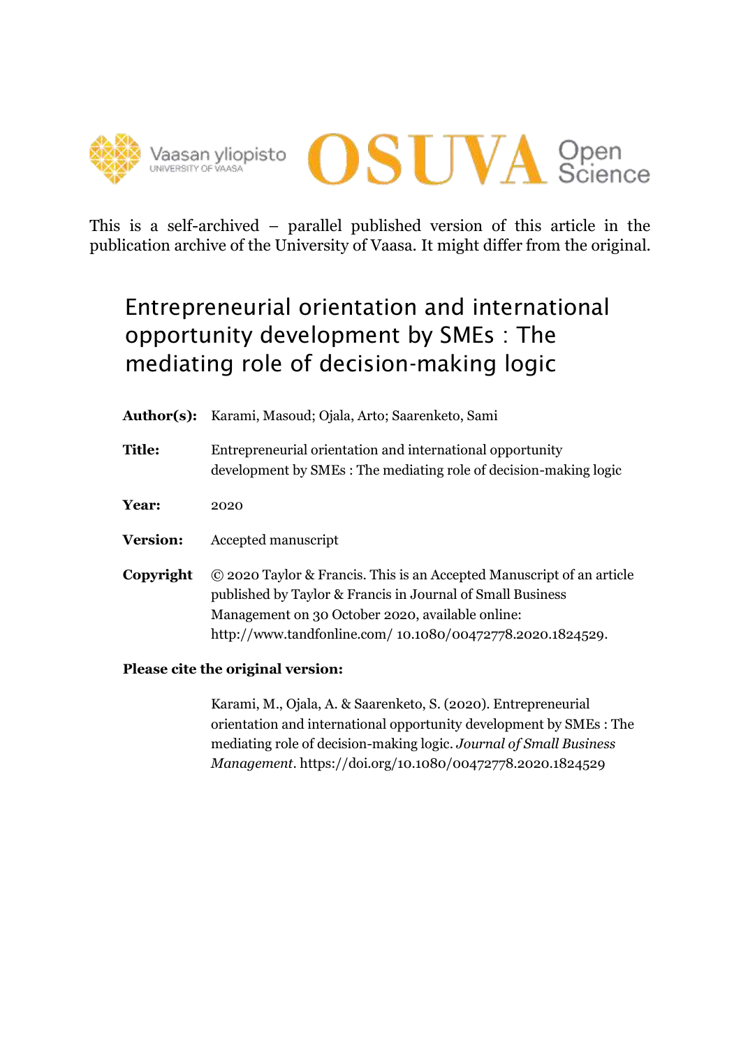Vaasan yliopisto
UNIVERSITY OF VAASA

OSUVA Open Science

This is a self-archived – parallel published version of this article in the publication archive of the University of Vaasa. It might differ from the original.

# Entrepreneurial orientation and international opportunity development by SMEs : The mediating role of decision-making logic

**Author(s):** Karami, Masoud; Ojala, Arto; Saarenketo, Sami

**Title:** Entrepreneurial orientation and international opportunity development by SMEs : The mediating role of decision-making logic

**Year:** 2020

**Version:** Accepted manuscript

**Copyright** © 2020 Taylor & Francis. This is an Accepted Manuscript of an article published by Taylor & Francis in Journal of Small Business Management on 30 October 2020, available online: http://www.tandfonline.com/ 10.1080/00472778.2020.1824529.

**Please cite the original version:**

Karami, M., Ojala, A. & Saarenketo, S. (2020). Entrepreneurial orientation and international opportunity development by SMEs : The mediating role of decision-making logic. *Journal of Small Business Management*. https://doi.org/10.1080/00472778.2020.1824529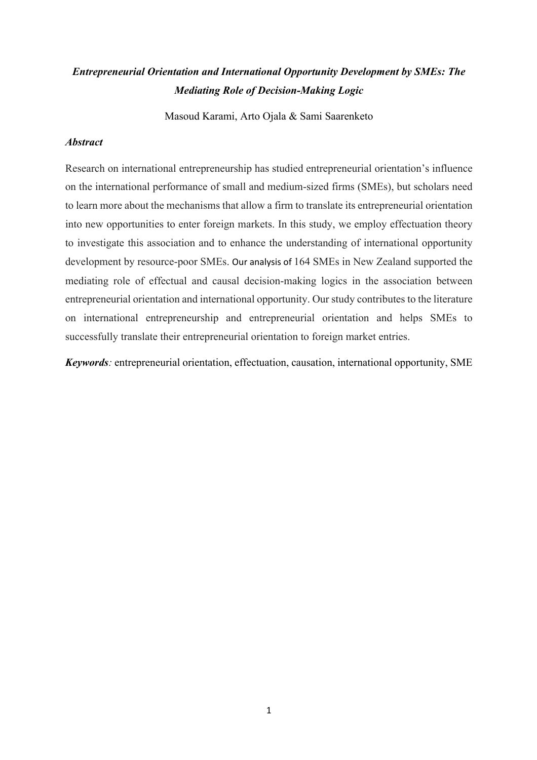***Entrepreneurial Orientation and International Opportunity Development by SMEs: The Mediating Role of Decision-Making Logic***

Masoud Karami, Arto Ojala & Sami Saarenketo

***Abstract***

Research on international entrepreneurship has studied entrepreneurial orientation's influence on the international performance of small and medium-sized firms (SMEs), but scholars need to learn more about the mechanisms that allow a firm to translate its entrepreneurial orientation into new opportunities to enter foreign markets. In this study, we employ effectuation theory to investigate this association and to enhance the understanding of international opportunity development by resource-poor SMEs. Our analysis of 164 SMEs in New Zealand supported the mediating role of effectual and causal decision-making logics in the association between entrepreneurial orientation and international opportunity. Our study contributes to the literature on international entrepreneurship and entrepreneurial orientation and helps SMEs to successfully translate their entrepreneurial orientation to foreign market entries.

***Keywords****:* entrepreneurial orientation, effectuation, causation, international opportunity, SME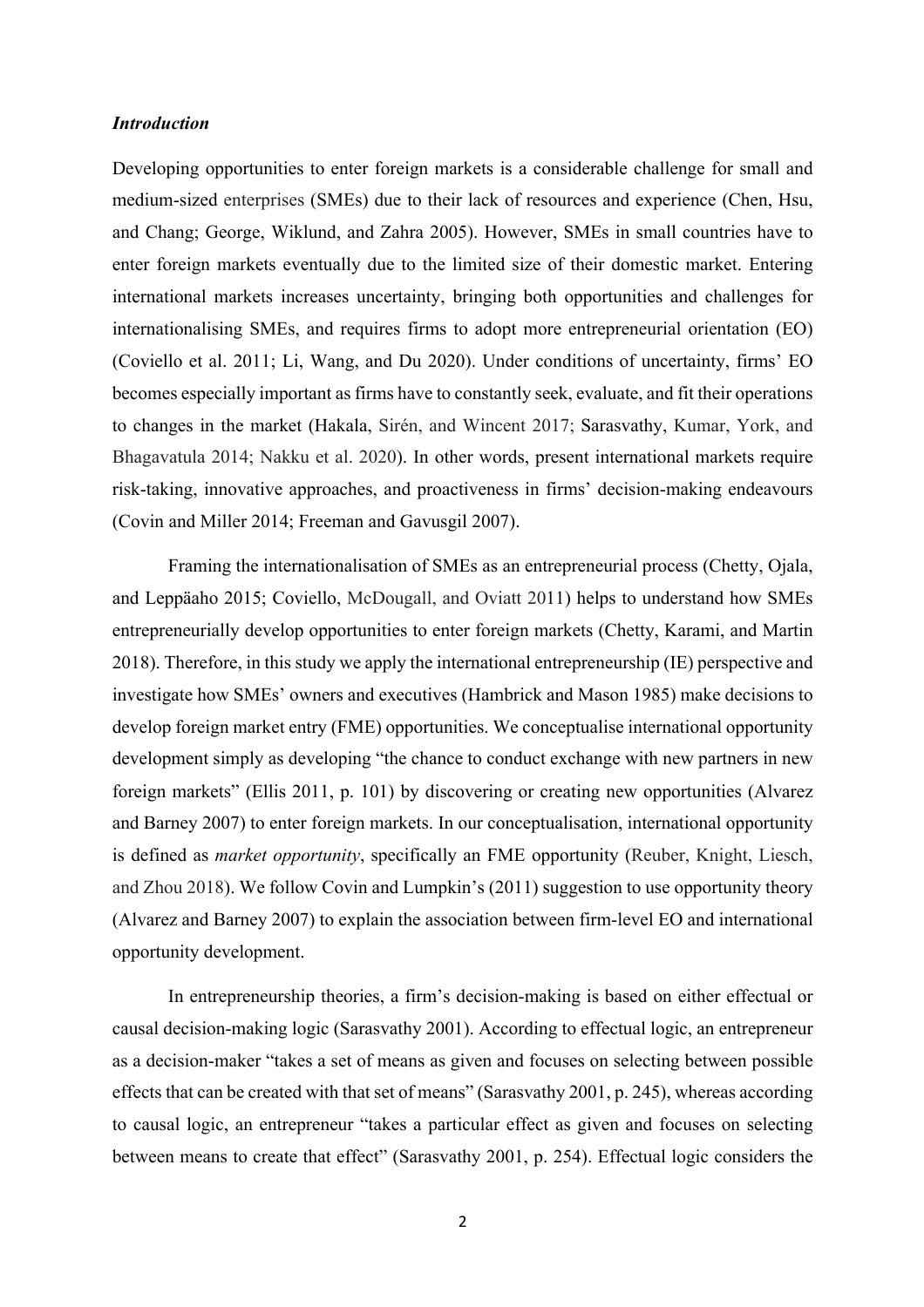### *Introduction*

Developing opportunities to enter foreign markets is a considerable challenge for small and medium-sized enterprises (SMEs) due to their lack of resources and experience (Chen, Hsu, and Chang; George, Wiklund, and Zahra 2005). However, SMEs in small countries have to enter foreign markets eventually due to the limited size of their domestic market. Entering international markets increases uncertainty, bringing both opportunities and challenges for internationalising SMEs, and requires firms to adopt more entrepreneurial orientation (EO) (Coviello et al. 2011; Li, Wang, and Du 2020). Under conditions of uncertainty, firms' EO becomes especially important as firms have to constantly seek, evaluate, and fit their operations to changes in the market (Hakala, Sirén, and Wincent 2017; Sarasvathy, Kumar, York, and Bhagavatula 2014; Nakku et al. 2020). In other words, present international markets require risk-taking, innovative approaches, and proactiveness in firms' decision-making endeavours (Covin and Miller 2014; Freeman and Gavusgil 2007).

Framing the internationalisation of SMEs as an entrepreneurial process (Chetty, Ojala, and Leppäaho 2015; Coviello, McDougall, and Oviatt 2011) helps to understand how SMEs entrepreneurially develop opportunities to enter foreign markets (Chetty, Karami, and Martin 2018). Therefore, in this study we apply the international entrepreneurship (IE) perspective and investigate how SMEs' owners and executives (Hambrick and Mason 1985) make decisions to develop foreign market entry (FME) opportunities. We conceptualise international opportunity development simply as developing "the chance to conduct exchange with new partners in new foreign markets" (Ellis 2011, p. 101) by discovering or creating new opportunities (Alvarez and Barney 2007) to enter foreign markets. In our conceptualisation, international opportunity is defined as *market opportunity*, specifically an FME opportunity (Reuber, Knight, Liesch, and Zhou 2018). We follow Covin and Lumpkin's (2011) suggestion to use opportunity theory (Alvarez and Barney 2007) to explain the association between firm-level EO and international opportunity development.

In entrepreneurship theories, a firm's decision-making is based on either effectual or causal decision-making logic (Sarasvathy 2001). According to effectual logic, an entrepreneur as a decision-maker "takes a set of means as given and focuses on selecting between possible effects that can be created with that set of means" (Sarasvathy 2001, p. 245), whereas according to causal logic, an entrepreneur "takes a particular effect as given and focuses on selecting between means to create that effect" (Sarasvathy 2001, p. 254). Effectual logic considers the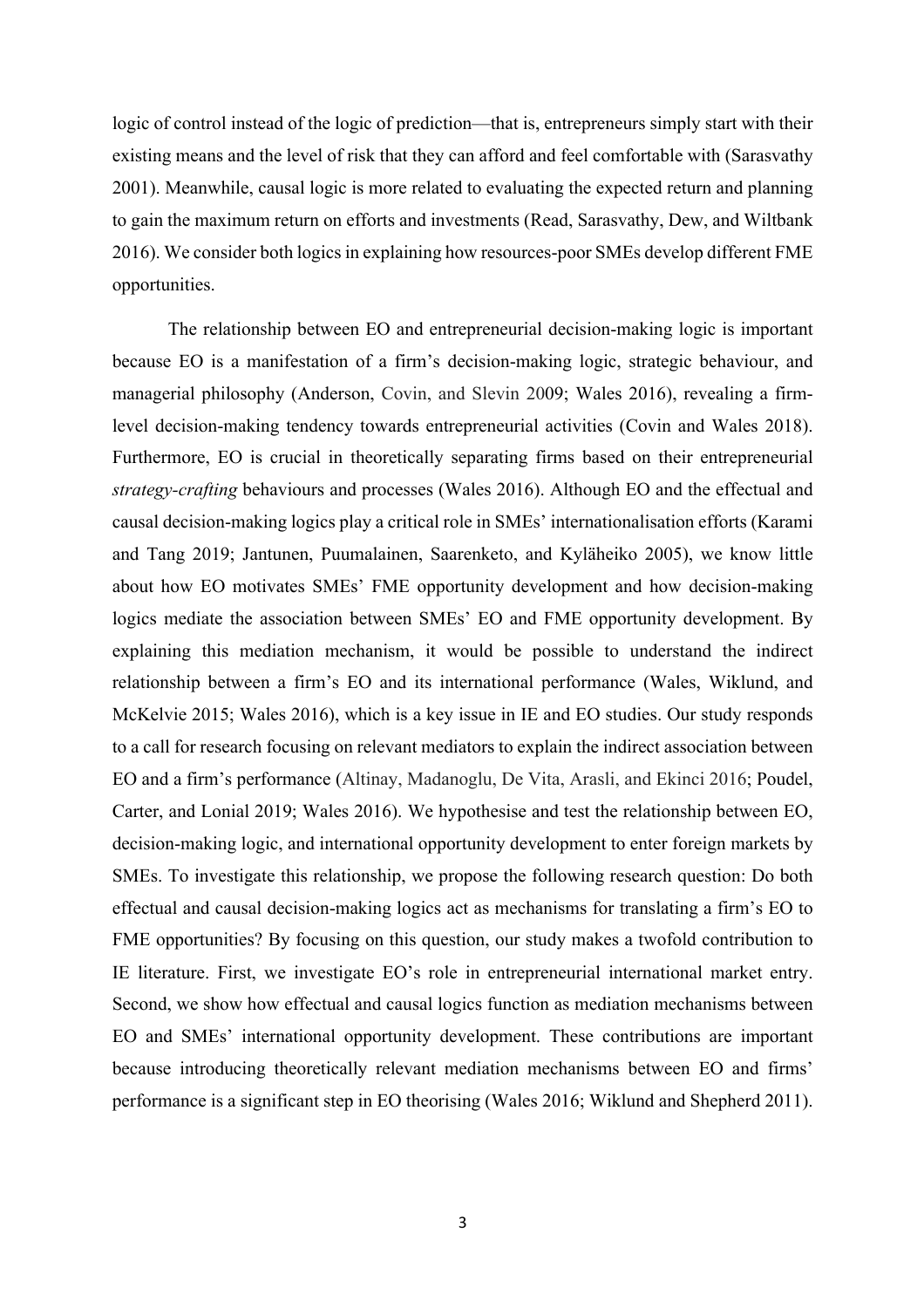logic of control instead of the logic of prediction—that is, entrepreneurs simply start with their existing means and the level of risk that they can afford and feel comfortable with (Sarasvathy 2001). Meanwhile, causal logic is more related to evaluating the expected return and planning to gain the maximum return on efforts and investments (Read, Sarasvathy, Dew, and Wiltbank 2016). We consider both logics in explaining how resources-poor SMEs develop different FME opportunities.

The relationship between EO and entrepreneurial decision-making logic is important because EO is a manifestation of a firm's decision-making logic, strategic behaviour, and managerial philosophy (Anderson, Covin, and Slevin 2009; Wales 2016), revealing a firm-level decision-making tendency towards entrepreneurial activities (Covin and Wales 2018). Furthermore, EO is crucial in theoretically separating firms based on their entrepreneurial *strategy-crafting* behaviours and processes (Wales 2016). Although EO and the effectual and causal decision-making logics play a critical role in SMEs' internationalisation efforts (Karami and Tang 2019; Jantunen, Puumalainen, Saarenketo, and Kyläheiko 2005), we know little about how EO motivates SMEs' FME opportunity development and how decision-making logics mediate the association between SMEs' EO and FME opportunity development. By explaining this mediation mechanism, it would be possible to understand the indirect relationship between a firm's EO and its international performance (Wales, Wiklund, and McKelvie 2015; Wales 2016), which is a key issue in IE and EO studies. Our study responds to a call for research focusing on relevant mediators to explain the indirect association between EO and a firm's performance (Altinay, Madanoglu, De Vita, Arasli, and Ekinci 2016; Poudel, Carter, and Lonial 2019; Wales 2016). We hypothesise and test the relationship between EO, decision-making logic, and international opportunity development to enter foreign markets by SMEs. To investigate this relationship, we propose the following research question: Do both effectual and causal decision-making logics act as mechanisms for translating a firm's EO to FME opportunities? By focusing on this question, our study makes a twofold contribution to IE literature. First, we investigate EO's role in entrepreneurial international market entry. Second, we show how effectual and causal logics function as mediation mechanisms between EO and SMEs' international opportunity development. These contributions are important because introducing theoretically relevant mediation mechanisms between EO and firms' performance is a significant step in EO theorising (Wales 2016; Wiklund and Shepherd 2011).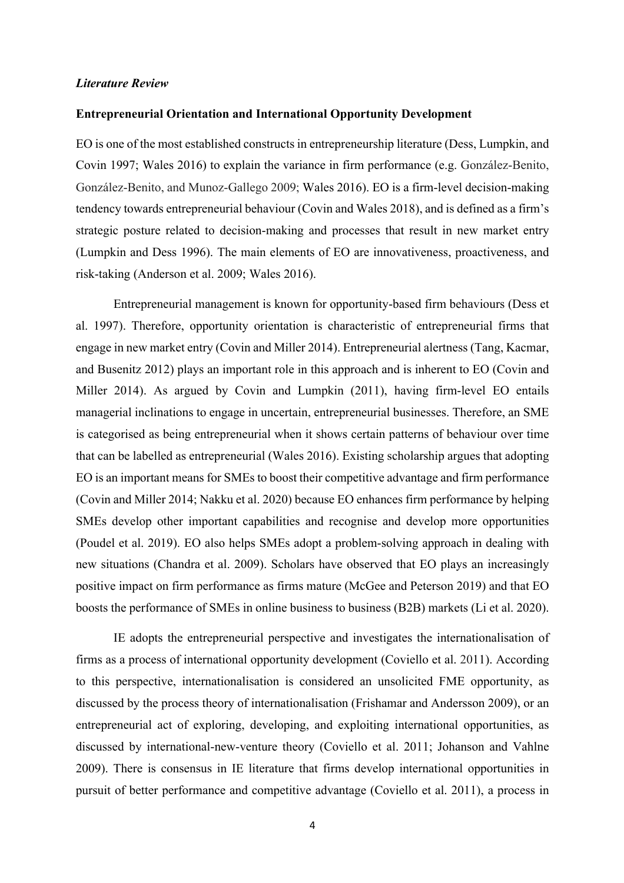*Literature Review*

**Entrepreneurial Orientation and International Opportunity Development**

EO is one of the most established constructs in entrepreneurship literature (Dess, Lumpkin, and Covin 1997; Wales 2016) to explain the variance in firm performance (e.g. González-Benito, González-Benito, and Munoz-Gallego 2009; Wales 2016). EO is a firm-level decision-making tendency towards entrepreneurial behaviour (Covin and Wales 2018), and is defined as a firm's strategic posture related to decision-making and processes that result in new market entry (Lumpkin and Dess 1996). The main elements of EO are innovativeness, proactiveness, and risk-taking (Anderson et al. 2009; Wales 2016).

Entrepreneurial management is known for opportunity-based firm behaviours (Dess et al. 1997). Therefore, opportunity orientation is characteristic of entrepreneurial firms that engage in new market entry (Covin and Miller 2014). Entrepreneurial alertness (Tang, Kacmar, and Busenitz 2012) plays an important role in this approach and is inherent to EO (Covin and Miller 2014). As argued by Covin and Lumpkin (2011), having firm-level EO entails managerial inclinations to engage in uncertain, entrepreneurial businesses. Therefore, an SME is categorised as being entrepreneurial when it shows certain patterns of behaviour over time that can be labelled as entrepreneurial (Wales 2016). Existing scholarship argues that adopting EO is an important means for SMEs to boost their competitive advantage and firm performance (Covin and Miller 2014; Nakku et al. 2020) because EO enhances firm performance by helping SMEs develop other important capabilities and recognise and develop more opportunities (Poudel et al. 2019). EO also helps SMEs adopt a problem-solving approach in dealing with new situations (Chandra et al. 2009). Scholars have observed that EO plays an increasingly positive impact on firm performance as firms mature (McGee and Peterson 2019) and that EO boosts the performance of SMEs in online business to business (B2B) markets (Li et al. 2020).

IE adopts the entrepreneurial perspective and investigates the internationalisation of firms as a process of international opportunity development (Coviello et al. 2011). According to this perspective, internationalisation is considered an unsolicited FME opportunity, as discussed by the process theory of internationalisation (Frishamar and Andersson 2009), or an entrepreneurial act of exploring, developing, and exploiting international opportunities, as discussed by international-new-venture theory (Coviello et al. 2011; Johanson and Vahlne 2009). There is consensus in IE literature that firms develop international opportunities in pursuit of better performance and competitive advantage (Coviello et al. 2011), a process in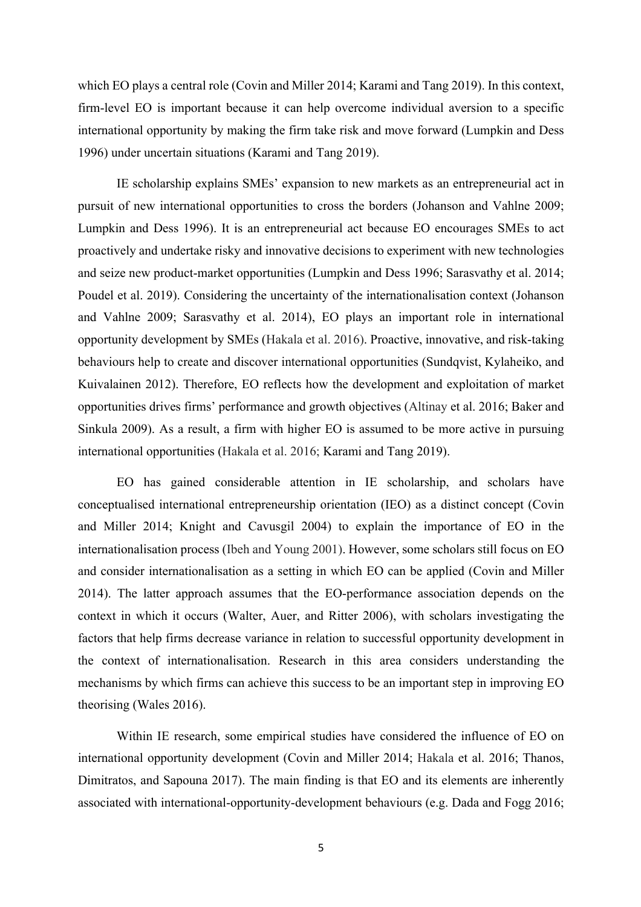which EO plays a central role (Covin and Miller 2014; Karami and Tang 2019). In this context, firm-level EO is important because it can help overcome individual aversion to a specific international opportunity by making the firm take risk and move forward (Lumpkin and Dess 1996) under uncertain situations (Karami and Tang 2019).

IE scholarship explains SMEs' expansion to new markets as an entrepreneurial act in pursuit of new international opportunities to cross the borders (Johanson and Vahlne 2009; Lumpkin and Dess 1996). It is an entrepreneurial act because EO encourages SMEs to act proactively and undertake risky and innovative decisions to experiment with new technologies and seize new product-market opportunities (Lumpkin and Dess 1996; Sarasvathy et al. 2014; Poudel et al. 2019). Considering the uncertainty of the internationalisation context (Johanson and Vahlne 2009; Sarasvathy et al. 2014), EO plays an important role in international opportunity development by SMEs (Hakala et al. 2016). Proactive, innovative, and risk-taking behaviours help to create and discover international opportunities (Sundqvist, Kylaheiko, and Kuivalainen 2012). Therefore, EO reflects how the development and exploitation of market opportunities drives firms' performance and growth objectives (Altinay et al. 2016; Baker and Sinkula 2009). As a result, a firm with higher EO is assumed to be more active in pursuing international opportunities (Hakala et al. 2016; Karami and Tang 2019).

EO has gained considerable attention in IE scholarship, and scholars have conceptualised international entrepreneurship orientation (IEO) as a distinct concept (Covin and Miller 2014; Knight and Cavusgil 2004) to explain the importance of EO in the internationalisation process (Ibeh and Young 2001). However, some scholars still focus on EO and consider internationalisation as a setting in which EO can be applied (Covin and Miller 2014). The latter approach assumes that the EO-performance association depends on the context in which it occurs (Walter, Auer, and Ritter 2006), with scholars investigating the factors that help firms decrease variance in relation to successful opportunity development in the context of internationalisation. Research in this area considers understanding the mechanisms by which firms can achieve this success to be an important step in improving EO theorising (Wales 2016).

Within IE research, some empirical studies have considered the influence of EO on international opportunity development (Covin and Miller 2014; Hakala et al. 2016; Thanos, Dimitratos, and Sapouna 2017). The main finding is that EO and its elements are inherently associated with international-opportunity-development behaviours (e.g. Dada and Fogg 2016;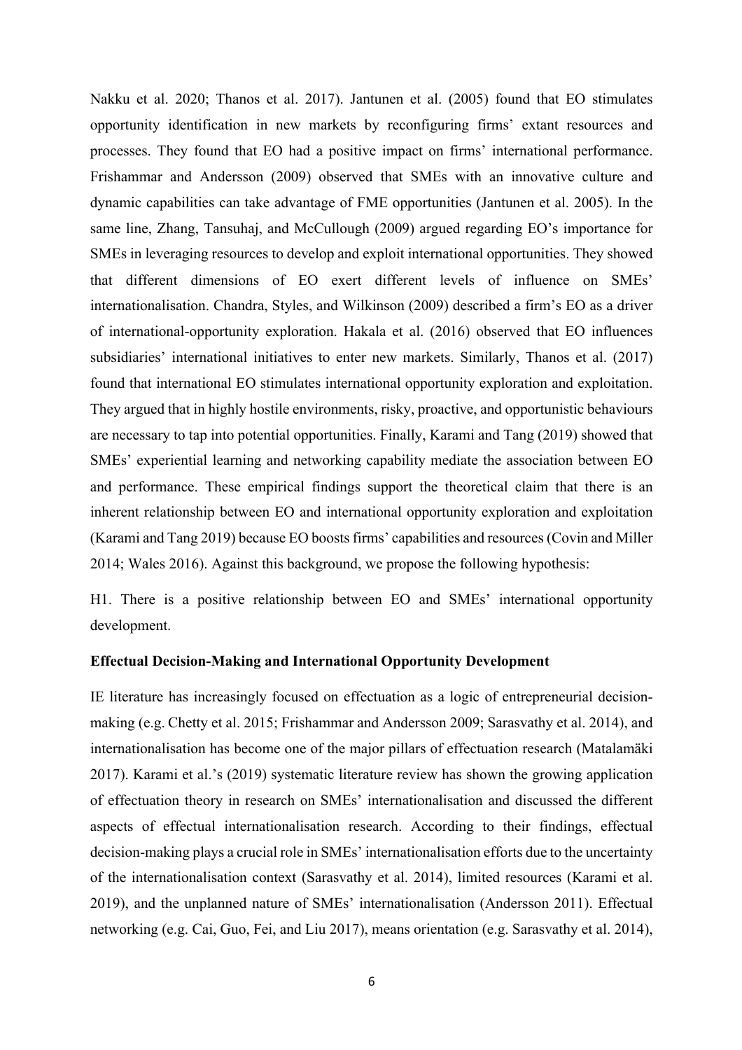Nakku et al. 2020; Thanos et al. 2017). Jantunen et al. (2005) found that EO stimulates opportunity identification in new markets by reconfiguring firms' extant resources and processes. They found that EO had a positive impact on firms' international performance. Frishammar and Andersson (2009) observed that SMEs with an innovative culture and dynamic capabilities can take advantage of FME opportunities (Jantunen et al. 2005). In the same line, Zhang, Tansuhaj, and McCullough (2009) argued regarding EO's importance for SMEs in leveraging resources to develop and exploit international opportunities. They showed that different dimensions of EO exert different levels of influence on SMEs' internationalisation. Chandra, Styles, and Wilkinson (2009) described a firm's EO as a driver of international-opportunity exploration. Hakala et al. (2016) observed that EO influences subsidiaries' international initiatives to enter new markets. Similarly, Thanos et al. (2017) found that international EO stimulates international opportunity exploration and exploitation. They argued that in highly hostile environments, risky, proactive, and opportunistic behaviours are necessary to tap into potential opportunities. Finally, Karami and Tang (2019) showed that SMEs' experiential learning and networking capability mediate the association between EO and performance. These empirical findings support the theoretical claim that there is an inherent relationship between EO and international opportunity exploration and exploitation (Karami and Tang 2019) because EO boosts firms' capabilities and resources (Covin and Miller 2014; Wales 2016). Against this background, we propose the following hypothesis:

H1. There is a positive relationship between EO and SMEs' international opportunity development.

**Effectual Decision-Making and International Opportunity Development**

IE literature has increasingly focused on effectuation as a logic of entrepreneurial decision-making (e.g. Chetty et al. 2015; Frishammar and Andersson 2009; Sarasvathy et al. 2014), and internationalisation has become one of the major pillars of effectuation research (Matalamäki 2017). Karami et al.'s (2019) systematic literature review has shown the growing application of effectuation theory in research on SMEs' internationalisation and discussed the different aspects of effectual internationalisation research. According to their findings, effectual decision-making plays a crucial role in SMEs' internationalisation efforts due to the uncertainty of the internationalisation context (Sarasvathy et al. 2014), limited resources (Karami et al. 2019), and the unplanned nature of SMEs' internationalisation (Andersson 2011). Effectual networking (e.g. Cai, Guo, Fei, and Liu 2017), means orientation (e.g. Sarasvathy et al. 2014),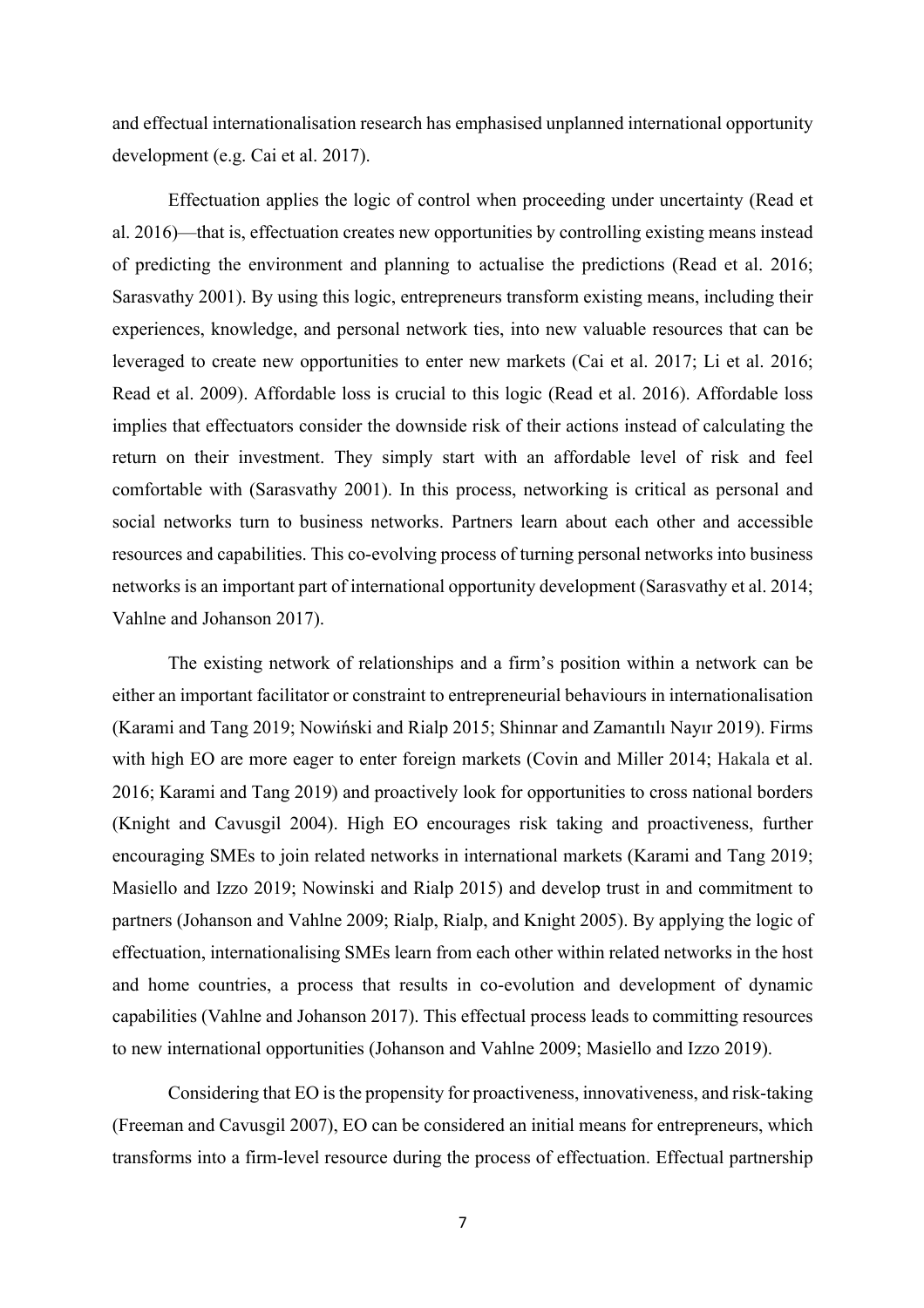and effectual internationalisation research has emphasised unplanned international opportunity development (e.g. Cai et al. 2017).

Effectuation applies the logic of control when proceeding under uncertainty (Read et al. 2016)—that is, effectuation creates new opportunities by controlling existing means instead of predicting the environment and planning to actualise the predictions (Read et al. 2016; Sarasvathy 2001). By using this logic, entrepreneurs transform existing means, including their experiences, knowledge, and personal network ties, into new valuable resources that can be leveraged to create new opportunities to enter new markets (Cai et al. 2017; Li et al. 2016; Read et al. 2009). Affordable loss is crucial to this logic (Read et al. 2016). Affordable loss implies that effectuators consider the downside risk of their actions instead of calculating the return on their investment. They simply start with an affordable level of risk and feel comfortable with (Sarasvathy 2001). In this process, networking is critical as personal and social networks turn to business networks. Partners learn about each other and accessible resources and capabilities. This co-evolving process of turning personal networks into business networks is an important part of international opportunity development (Sarasvathy et al. 2014; Vahlne and Johanson 2017).

The existing network of relationships and a firm's position within a network can be either an important facilitator or constraint to entrepreneurial behaviours in internationalisation (Karami and Tang 2019; Nowiński and Rialp 2015; Shinnar and Zamantılı Nayır 2019). Firms with high EO are more eager to enter foreign markets (Covin and Miller 2014; Hakala et al. 2016; Karami and Tang 2019) and proactively look for opportunities to cross national borders (Knight and Cavusgil 2004). High EO encourages risk taking and proactiveness, further encouraging SMEs to join related networks in international markets (Karami and Tang 2019; Masiello and Izzo 2019; Nowinski and Rialp 2015) and develop trust in and commitment to partners (Johanson and Vahlne 2009; Rialp, Rialp, and Knight 2005). By applying the logic of effectuation, internationalising SMEs learn from each other within related networks in the host and home countries, a process that results in co-evolution and development of dynamic capabilities (Vahlne and Johanson 2017). This effectual process leads to committing resources to new international opportunities (Johanson and Vahlne 2009; Masiello and Izzo 2019).

Considering that EO is the propensity for proactiveness, innovativeness, and risk-taking (Freeman and Cavusgil 2007), EO can be considered an initial means for entrepreneurs, which transforms into a firm-level resource during the process of effectuation. Effectual partnership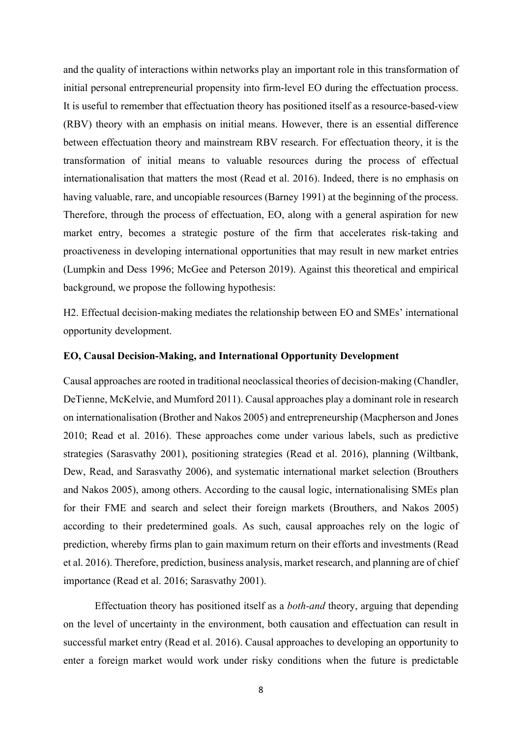and the quality of interactions within networks play an important role in this transformation of initial personal entrepreneurial propensity into firm-level EO during the effectuation process. It is useful to remember that effectuation theory has positioned itself as a resource-based-view (RBV) theory with an emphasis on initial means. However, there is an essential difference between effectuation theory and mainstream RBV research. For effectuation theory, it is the transformation of initial means to valuable resources during the process of effectual internationalisation that matters the most (Read et al. 2016). Indeed, there is no emphasis on having valuable, rare, and uncopiable resources (Barney 1991) at the beginning of the process. Therefore, through the process of effectuation, EO, along with a general aspiration for new market entry, becomes a strategic posture of the firm that accelerates risk-taking and proactiveness in developing international opportunities that may result in new market entries (Lumpkin and Dess 1996; McGee and Peterson 2019). Against this theoretical and empirical background, we propose the following hypothesis:

H2. Effectual decision-making mediates the relationship between EO and SMEs' international opportunity development.

**EO, Causal Decision-Making, and International Opportunity Development**

Causal approaches are rooted in traditional neoclassical theories of decision-making (Chandler, DeTienne, McKelvie, and Mumford 2011). Causal approaches play a dominant role in research on internationalisation (Brother and Nakos 2005) and entrepreneurship (Macpherson and Jones 2010; Read et al. 2016). These approaches come under various labels, such as predictive strategies (Sarasvathy 2001), positioning strategies (Read et al. 2016), planning (Wiltbank, Dew, Read, and Sarasvathy 2006), and systematic international market selection (Brouthers and Nakos 2005), among others. According to the causal logic, internationalising SMEs plan for their FME and search and select their foreign markets (Brouthers, and Nakos 2005) according to their predetermined goals. As such, causal approaches rely on the logic of prediction, whereby firms plan to gain maximum return on their efforts and investments (Read et al. 2016). Therefore, prediction, business analysis, market research, and planning are of chief importance (Read et al. 2016; Sarasvathy 2001).

Effectuation theory has positioned itself as a *both-and* theory, arguing that depending on the level of uncertainty in the environment, both causation and effectuation can result in successful market entry (Read et al. 2016). Causal approaches to developing an opportunity to enter a foreign market would work under risky conditions when the future is predictable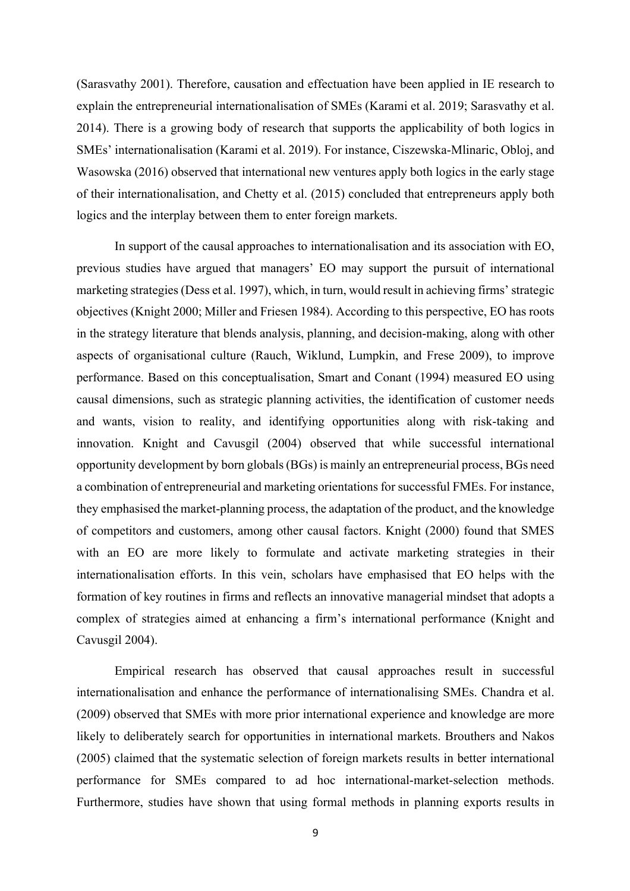(Sarasvathy 2001). Therefore, causation and effectuation have been applied in IE research to explain the entrepreneurial internationalisation of SMEs (Karami et al. 2019; Sarasvathy et al. 2014). There is a growing body of research that supports the applicability of both logics in SMEs' internationalisation (Karami et al. 2019). For instance, Ciszewska-Mlinaric, Obloj, and Wasowska (2016) observed that international new ventures apply both logics in the early stage of their internationalisation, and Chetty et al. (2015) concluded that entrepreneurs apply both logics and the interplay between them to enter foreign markets.

In support of the causal approaches to internationalisation and its association with EO, previous studies have argued that managers' EO may support the pursuit of international marketing strategies (Dess et al. 1997), which, in turn, would result in achieving firms' strategic objectives (Knight 2000; Miller and Friesen 1984). According to this perspective, EO has roots in the strategy literature that blends analysis, planning, and decision-making, along with other aspects of organisational culture (Rauch, Wiklund, Lumpkin, and Frese 2009), to improve performance. Based on this conceptualisation, Smart and Conant (1994) measured EO using causal dimensions, such as strategic planning activities, the identification of customer needs and wants, vision to reality, and identifying opportunities along with risk-taking and innovation. Knight and Cavusgil (2004) observed that while successful international opportunity development by born globals (BGs) is mainly an entrepreneurial process, BGs need a combination of entrepreneurial and marketing orientations for successful FMEs. For instance, they emphasised the market-planning process, the adaptation of the product, and the knowledge of competitors and customers, among other causal factors. Knight (2000) found that SMES with an EO are more likely to formulate and activate marketing strategies in their internationalisation efforts. In this vein, scholars have emphasised that EO helps with the formation of key routines in firms and reflects an innovative managerial mindset that adopts a complex of strategies aimed at enhancing a firm's international performance (Knight and Cavusgil 2004).

Empirical research has observed that causal approaches result in successful internationalisation and enhance the performance of internationalising SMEs. Chandra et al. (2009) observed that SMEs with more prior international experience and knowledge are more likely to deliberately search for opportunities in international markets. Brouthers and Nakos (2005) claimed that the systematic selection of foreign markets results in better international performance for SMEs compared to ad hoc international-market-selection methods. Furthermore, studies have shown that using formal methods in planning exports results in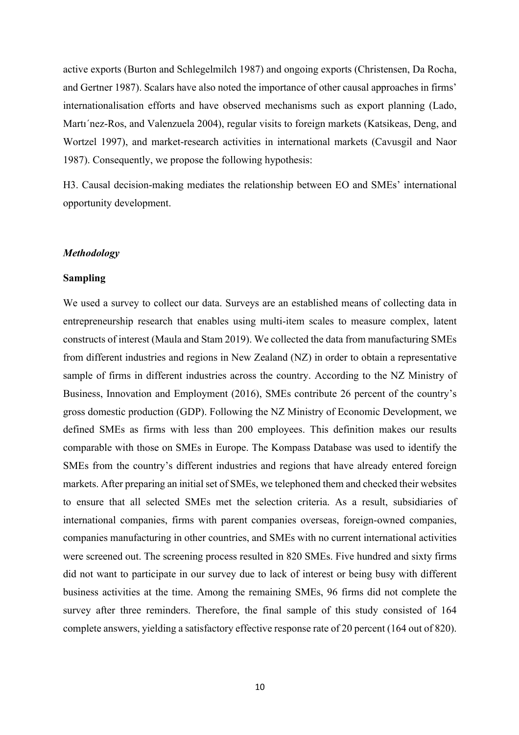active exports (Burton and Schlegelmilch 1987) and ongoing exports (Christensen, Da Rocha, and Gertner 1987). Scalars have also noted the importance of other causal approaches in firms' internationalisation efforts and have observed mechanisms such as export planning (Lado, Martı´nez-Ros, and Valenzuela 2004), regular visits to foreign markets (Katsikeas, Deng, and Wortzel 1997), and market-research activities in international markets (Cavusgil and Naor 1987). Consequently, we propose the following hypothesis:

H3. Causal decision-making mediates the relationship between EO and SMEs' international opportunity development.

## *Methodology*

### Sampling

We used a survey to collect our data. Surveys are an established means of collecting data in entrepreneurship research that enables using multi-item scales to measure complex, latent constructs of interest (Maula and Stam 2019). We collected the data from manufacturing SMEs from different industries and regions in New Zealand (NZ) in order to obtain a representative sample of firms in different industries across the country. According to the NZ Ministry of Business, Innovation and Employment (2016), SMEs contribute 26 percent of the country's gross domestic production (GDP). Following the NZ Ministry of Economic Development, we defined SMEs as firms with less than 200 employees. This definition makes our results comparable with those on SMEs in Europe. The Kompass Database was used to identify the SMEs from the country's different industries and regions that have already entered foreign markets. After preparing an initial set of SMEs, we telephoned them and checked their websites to ensure that all selected SMEs met the selection criteria. As a result, subsidiaries of international companies, firms with parent companies overseas, foreign-owned companies, companies manufacturing in other countries, and SMEs with no current international activities were screened out. The screening process resulted in 820 SMEs. Five hundred and sixty firms did not want to participate in our survey due to lack of interest or being busy with different business activities at the time. Among the remaining SMEs, 96 firms did not complete the survey after three reminders. Therefore, the final sample of this study consisted of 164 complete answers, yielding a satisfactory effective response rate of 20 percent (164 out of 820).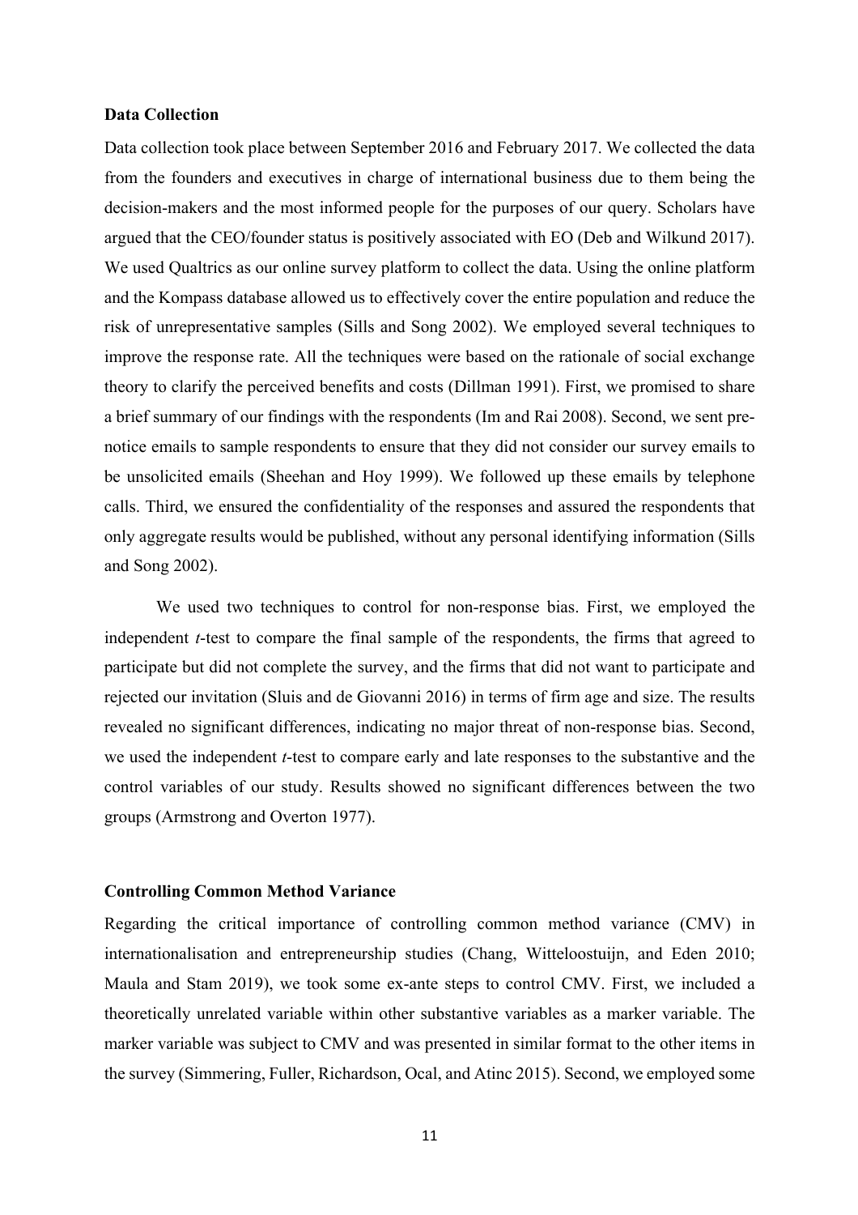**Data Collection**

Data collection took place between September 2016 and February 2017. We collected the data from the founders and executives in charge of international business due to them being the decision-makers and the most informed people for the purposes of our query. Scholars have argued that the CEO/founder status is positively associated with EO (Deb and Wilkund 2017). We used Qualtrics as our online survey platform to collect the data. Using the online platform and the Kompass database allowed us to effectively cover the entire population and reduce the risk of unrepresentative samples (Sills and Song 2002). We employed several techniques to improve the response rate. All the techniques were based on the rationale of social exchange theory to clarify the perceived benefits and costs (Dillman 1991). First, we promised to share a brief summary of our findings with the respondents (Im and Rai 2008). Second, we sent pre-notice emails to sample respondents to ensure that they did not consider our survey emails to be unsolicited emails (Sheehan and Hoy 1999). We followed up these emails by telephone calls. Third, we ensured the confidentiality of the responses and assured the respondents that only aggregate results would be published, without any personal identifying information (Sills and Song 2002).

We used two techniques to control for non-response bias. First, we employed the independent *t*-test to compare the final sample of the respondents, the firms that agreed to participate but did not complete the survey, and the firms that did not want to participate and rejected our invitation (Sluis and de Giovanni 2016) in terms of firm age and size. The results revealed no significant differences, indicating no major threat of non-response bias. Second, we used the independent *t*-test to compare early and late responses to the substantive and the control variables of our study. Results showed no significant differences between the two groups (Armstrong and Overton 1977).

**Controlling Common Method Variance**

Regarding the critical importance of controlling common method variance (CMV) in internationalisation and entrepreneurship studies (Chang, Witteloostuijn, and Eden 2010; Maula and Stam 2019), we took some ex-ante steps to control CMV. First, we included a theoretically unrelated variable within other substantive variables as a marker variable. The marker variable was subject to CMV and was presented in similar format to the other items in the survey (Simmering, Fuller, Richardson, Ocal, and Atinc 2015). Second, we employed some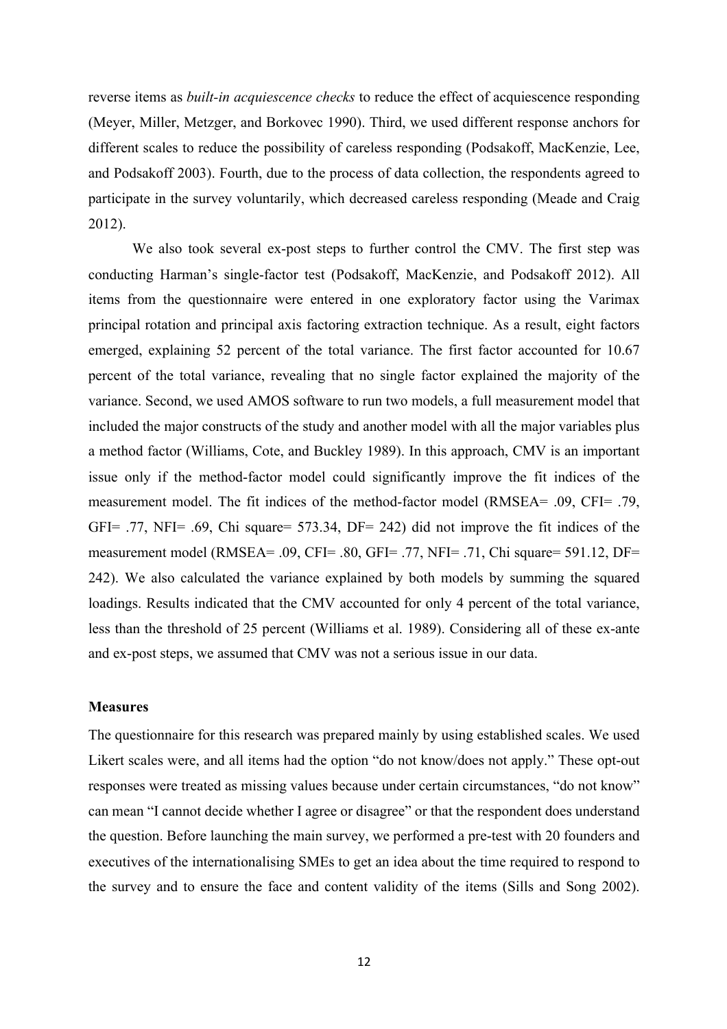reverse items as *built-in acquiescence checks* to reduce the effect of acquiescence responding (Meyer, Miller, Metzger, and Borkovec 1990). Third, we used different response anchors for different scales to reduce the possibility of careless responding (Podsakoff, MacKenzie, Lee, and Podsakoff 2003). Fourth, due to the process of data collection, the respondents agreed to participate in the survey voluntarily, which decreased careless responding (Meade and Craig 2012).

We also took several ex-post steps to further control the CMV. The first step was conducting Harman's single-factor test (Podsakoff, MacKenzie, and Podsakoff 2012). All items from the questionnaire were entered in one exploratory factor using the Varimax principal rotation and principal axis factoring extraction technique. As a result, eight factors emerged, explaining 52 percent of the total variance. The first factor accounted for 10.67 percent of the total variance, revealing that no single factor explained the majority of the variance. Second, we used AMOS software to run two models, a full measurement model that included the major constructs of the study and another model with all the major variables plus a method factor (Williams, Cote, and Buckley 1989). In this approach, CMV is an important issue only if the method-factor model could significantly improve the fit indices of the measurement model. The fit indices of the method-factor model (RMSEA= .09, CFI= .79, GFI= .77, NFI= .69, Chi square= 573.34, DF= 242) did not improve the fit indices of the measurement model (RMSEA= .09, CFI= .80, GFI= .77, NFI= .71, Chi square= 591.12, DF= 242). We also calculated the variance explained by both models by summing the squared loadings. Results indicated that the CMV accounted for only 4 percent of the total variance, less than the threshold of 25 percent (Williams et al. 1989). Considering all of these ex-ante and ex-post steps, we assumed that CMV was not a serious issue in our data.

**Measures**

The questionnaire for this research was prepared mainly by using established scales. We used Likert scales were, and all items had the option "do not know/does not apply." These opt-out responses were treated as missing values because under certain circumstances, "do not know" can mean "I cannot decide whether I agree or disagree" or that the respondent does understand the question. Before launching the main survey, we performed a pre-test with 20 founders and executives of the internationalising SMEs to get an idea about the time required to respond to the survey and to ensure the face and content validity of the items (Sills and Song 2002).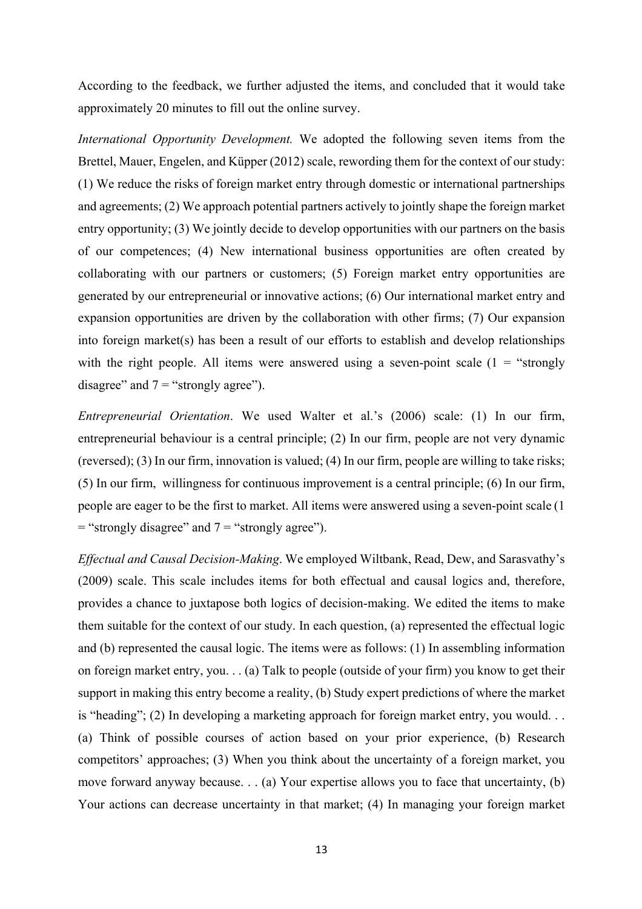According to the feedback, we further adjusted the items, and concluded that it would take approximately 20 minutes to fill out the online survey.

*International Opportunity Development.* We adopted the following seven items from the Brettel, Mauer, Engelen, and Küpper (2012) scale, rewording them for the context of our study: (1) We reduce the risks of foreign market entry through domestic or international partnerships and agreements; (2) We approach potential partners actively to jointly shape the foreign market entry opportunity; (3) We jointly decide to develop opportunities with our partners on the basis of our competences; (4) New international business opportunities are often created by collaborating with our partners or customers; (5) Foreign market entry opportunities are generated by our entrepreneurial or innovative actions; (6) Our international market entry and expansion opportunities are driven by the collaboration with other firms; (7) Our expansion into foreign market(s) has been a result of our efforts to establish and develop relationships with the right people. All items were answered using a seven-point scale (1 = "strongly disagree" and 7 = "strongly agree").

*Entrepreneurial Orientation*. We used Walter et al.'s (2006) scale: (1) In our firm, entrepreneurial behaviour is a central principle; (2) In our firm, people are not very dynamic (reversed); (3) In our firm, innovation is valued; (4) In our firm, people are willing to take risks; (5) In our firm, willingness for continuous improvement is a central principle; (6) In our firm, people are eager to be the first to market. All items were answered using a seven-point scale (1 = "strongly disagree" and 7 = "strongly agree").

*Effectual and Causal Decision-Making*. We employed Wiltbank, Read, Dew, and Sarasvathy's (2009) scale. This scale includes items for both effectual and causal logics and, therefore, provides a chance to juxtapose both logics of decision-making. We edited the items to make them suitable for the context of our study. In each question, (a) represented the effectual logic and (b) represented the causal logic. The items were as follows: (1) In assembling information on foreign market entry, you. . . (a) Talk to people (outside of your firm) you know to get their support in making this entry become a reality, (b) Study expert predictions of where the market is "heading"; (2) In developing a marketing approach for foreign market entry, you would. . . (a) Think of possible courses of action based on your prior experience, (b) Research competitors' approaches; (3) When you think about the uncertainty of a foreign market, you move forward anyway because. . . (a) Your expertise allows you to face that uncertainty, (b) Your actions can decrease uncertainty in that market; (4) In managing your foreign market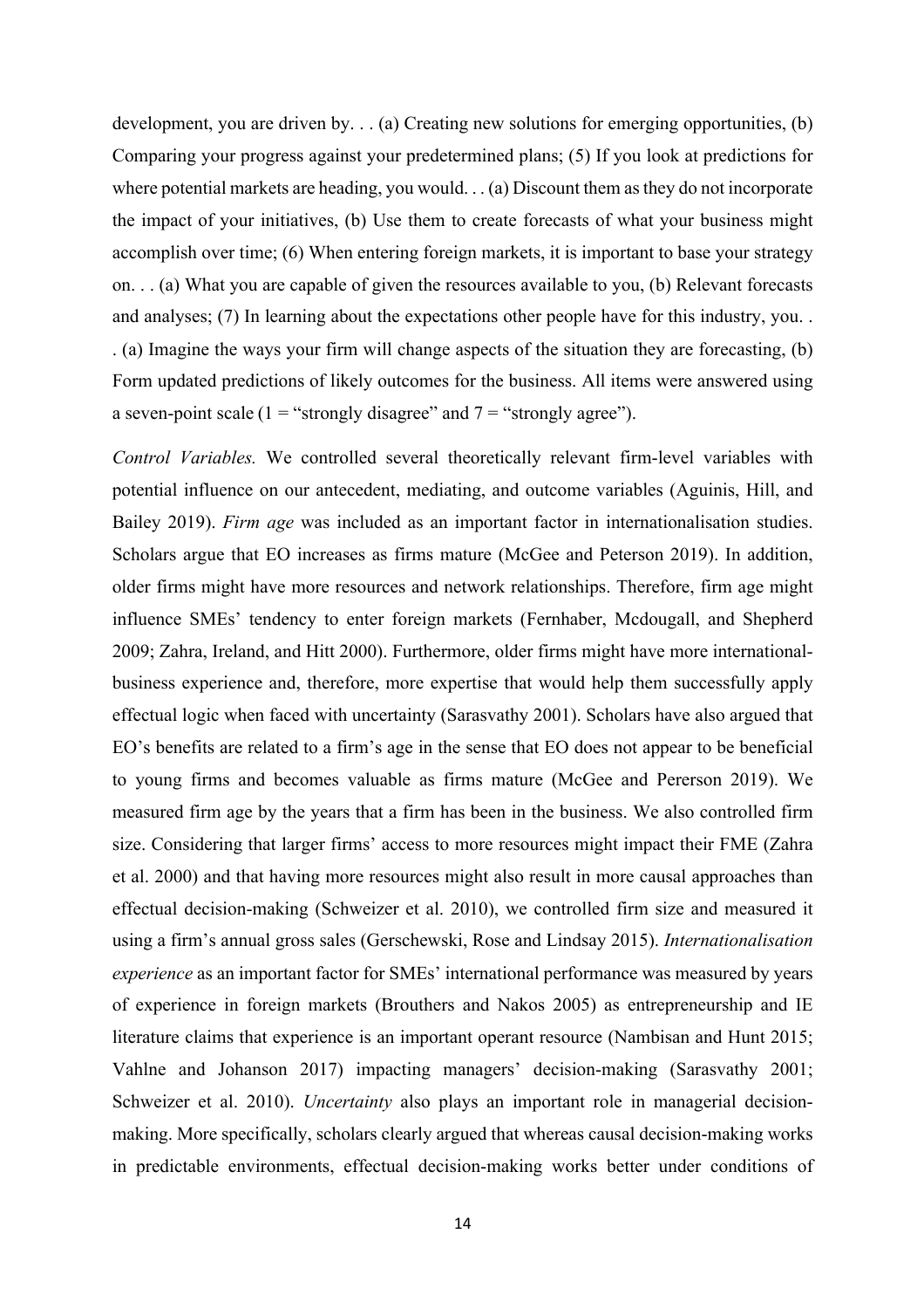development, you are driven by. . . (a) Creating new solutions for emerging opportunities, (b) Comparing your progress against your predetermined plans; (5) If you look at predictions for where potential markets are heading, you would. . . (a) Discount them as they do not incorporate the impact of your initiatives, (b) Use them to create forecasts of what your business might accomplish over time; (6) When entering foreign markets, it is important to base your strategy on. . . (a) What you are capable of given the resources available to you, (b) Relevant forecasts and analyses; (7) In learning about the expectations other people have for this industry, you. . . (a) Imagine the ways your firm will change aspects of the situation they are forecasting, (b) Form updated predictions of likely outcomes for the business. All items were answered using a seven-point scale (1 = "strongly disagree" and 7 = "strongly agree").

*Control Variables.* We controlled several theoretically relevant firm-level variables with potential influence on our antecedent, mediating, and outcome variables (Aguinis, Hill, and Bailey 2019). *Firm age* was included as an important factor in internationalisation studies. Scholars argue that EO increases as firms mature (McGee and Peterson 2019). In addition, older firms might have more resources and network relationships. Therefore, firm age might influence SMEs' tendency to enter foreign markets (Fernhaber, Mcdougall, and Shepherd 2009; Zahra, Ireland, and Hitt 2000). Furthermore, older firms might have more international-business experience and, therefore, more expertise that would help them successfully apply effectual logic when faced with uncertainty (Sarasvathy 2001). Scholars have also argued that EO's benefits are related to a firm's age in the sense that EO does not appear to be beneficial to young firms and becomes valuable as firms mature (McGee and Pererson 2019). We measured firm age by the years that a firm has been in the business. We also controlled firm size. Considering that larger firms' access to more resources might impact their FME (Zahra et al. 2000) and that having more resources might also result in more causal approaches than effectual decision-making (Schweizer et al. 2010), we controlled firm size and measured it using a firm's annual gross sales (Gerschewski, Rose and Lindsay 2015). *Internationalisation experience* as an important factor for SMEs' international performance was measured by years of experience in foreign markets (Brouthers and Nakos 2005) as entrepreneurship and IE literature claims that experience is an important operant resource (Nambisan and Hunt 2015; Vahlne and Johanson 2017) impacting managers' decision-making (Sarasvathy 2001; Schweizer et al. 2010). *Uncertainty* also plays an important role in managerial decision-making. More specifically, scholars clearly argued that whereas causal decision-making works in predictable environments, effectual decision-making works better under conditions of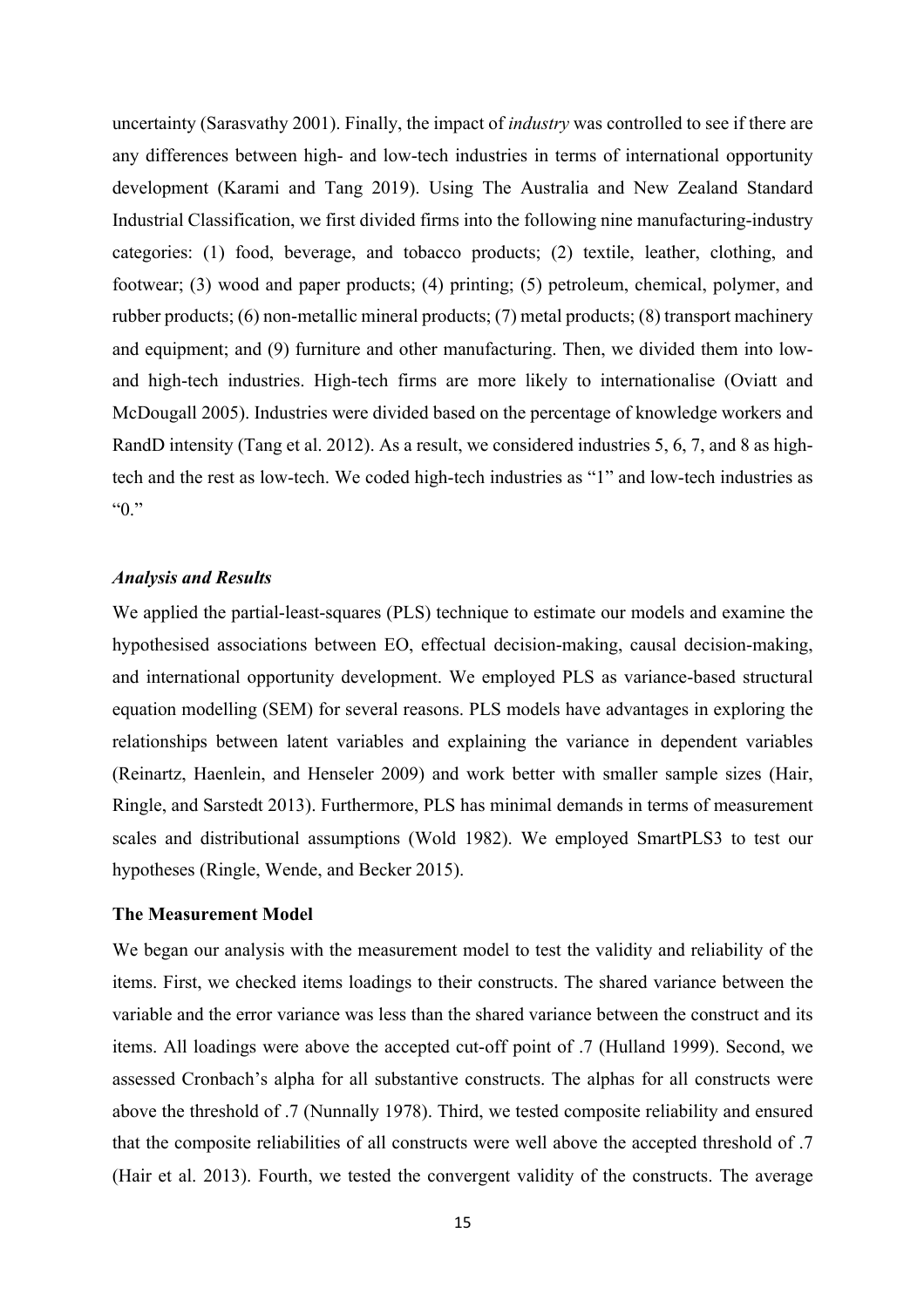uncertainty (Sarasvathy 2001). Finally, the impact of *industry* was controlled to see if there are any differences between high- and low-tech industries in terms of international opportunity development (Karami and Tang 2019). Using The Australia and New Zealand Standard Industrial Classification, we first divided firms into the following nine manufacturing-industry categories: (1) food, beverage, and tobacco products; (2) textile, leather, clothing, and footwear; (3) wood and paper products; (4) printing; (5) petroleum, chemical, polymer, and rubber products; (6) non-metallic mineral products; (7) metal products; (8) transport machinery and equipment; and (9) furniture and other manufacturing. Then, we divided them into low- and high-tech industries. High-tech firms are more likely to internationalise (Oviatt and McDougall 2005). Industries were divided based on the percentage of knowledge workers and RandD intensity (Tang et al. 2012). As a result, we considered industries 5, 6, 7, and 8 as high-tech and the rest as low-tech. We coded high-tech industries as "1" and low-tech industries as "0."

### *Analysis and Results*

We applied the partial-least-squares (PLS) technique to estimate our models and examine the hypothesised associations between EO, effectual decision-making, causal decision-making, and international opportunity development. We employed PLS as variance-based structural equation modelling (SEM) for several reasons. PLS models have advantages in exploring the relationships between latent variables and explaining the variance in dependent variables (Reinartz, Haenlein, and Henseler 2009) and work better with smaller sample sizes (Hair, Ringle, and Sarstedt 2013). Furthermore, PLS has minimal demands in terms of measurement scales and distributional assumptions (Wold 1982). We employed SmartPLS3 to test our hypotheses (Ringle, Wende, and Becker 2015).

### The Measurement Model

We began our analysis with the measurement model to test the validity and reliability of the items. First, we checked items loadings to their constructs. The shared variance between the variable and the error variance was less than the shared variance between the construct and its items. All loadings were above the accepted cut-off point of .7 (Hulland 1999). Second, we assessed Cronbach's alpha for all substantive constructs. The alphas for all constructs were above the threshold of .7 (Nunnally 1978). Third, we tested composite reliability and ensured that the composite reliabilities of all constructs were well above the accepted threshold of .7 (Hair et al. 2013). Fourth, we tested the convergent validity of the constructs. The average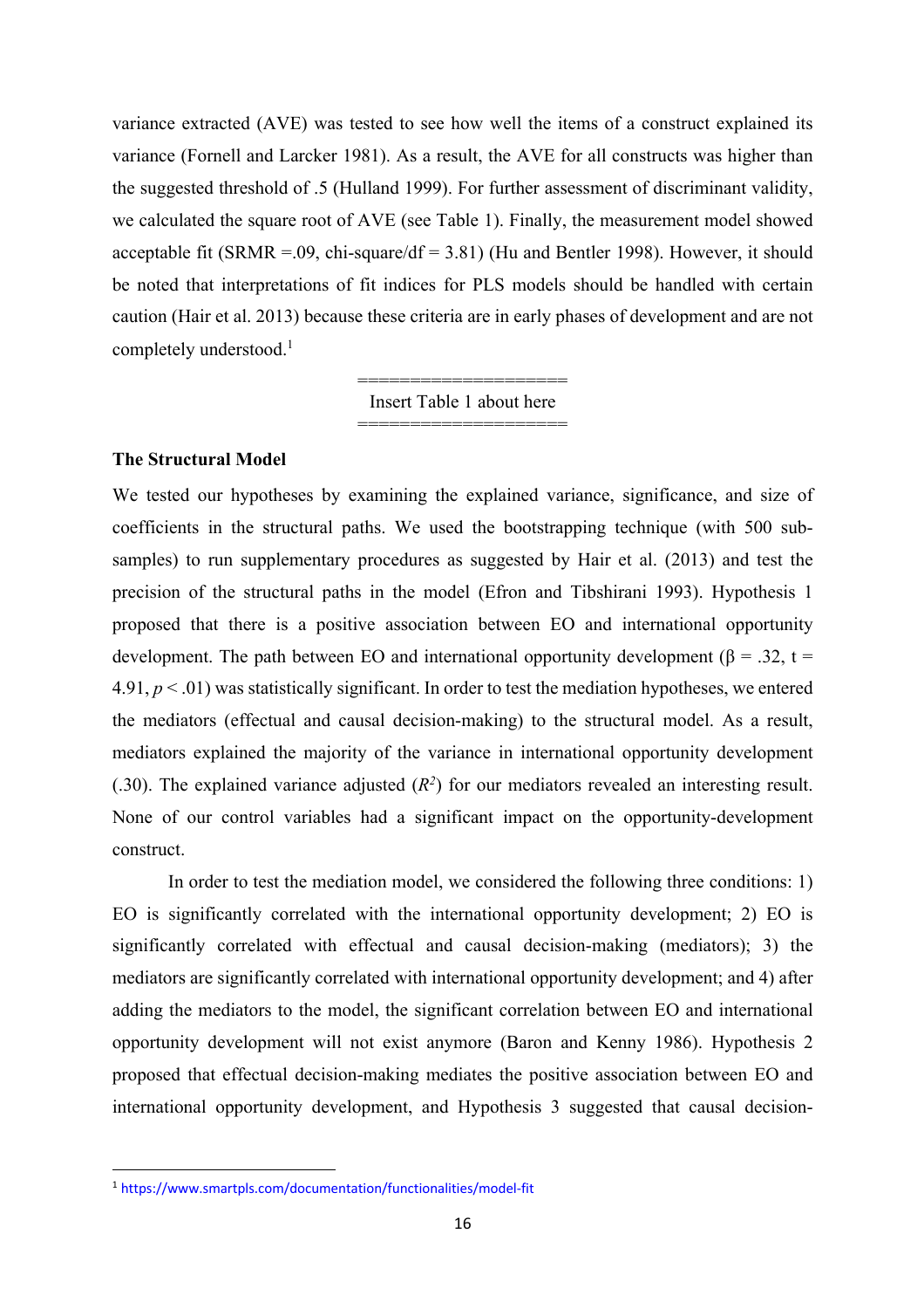variance extracted (AVE) was tested to see how well the items of a construct explained its variance (Fornell and Larcker 1981). As a result, the AVE for all constructs was higher than the suggested threshold of .5 (Hulland 1999). For further assessment of discriminant validity, we calculated the square root of AVE (see Table 1). Finally, the measurement model showed acceptable fit (SRMR =.09, chi-square/df = 3.81) (Hu and Bentler 1998). However, it should be noted that interpretations of fit indices for PLS models should be handled with certain caution (Hair et al. 2013) because these criteria are in early phases of development and are not completely understood.[1]

====================
Insert Table 1 about here
====================

**The Structural Model**

We tested our hypotheses by examining the explained variance, significance, and size of coefficients in the structural paths. We used the bootstrapping technique (with 500 sub-samples) to run supplementary procedures as suggested by Hair et al. (2013) and test the precision of the structural paths in the model (Efron and Tibshirani 1993). Hypothesis 1 proposed that there is a positive association between EO and international opportunity development. The path between EO and international opportunity development ($\beta$ = .32, t = 4.91, $p < .01$) was statistically significant. In order to test the mediation hypotheses, we entered the mediators (effectual and causal decision-making) to the structural model. As a result, mediators explained the majority of the variance in international opportunity development (.30). The explained variance adjusted ($R^2$) for our mediators revealed an interesting result. None of our control variables had a significant impact on the opportunity-development construct.

In order to test the mediation model, we considered the following three conditions: 1) EO is significantly correlated with the international opportunity development; 2) EO is significantly correlated with effectual and causal decision-making (mediators); 3) the mediators are significantly correlated with international opportunity development; and 4) after adding the mediators to the model, the significant correlation between EO and international opportunity development will not exist anymore (Baron and Kenny 1986). Hypothesis 2 proposed that effectual decision-making mediates the positive association between EO and international opportunity development, and Hypothesis 3 suggested that causal decision-

[1] https://www.smartpls.com/documentation/functionalities/model-fit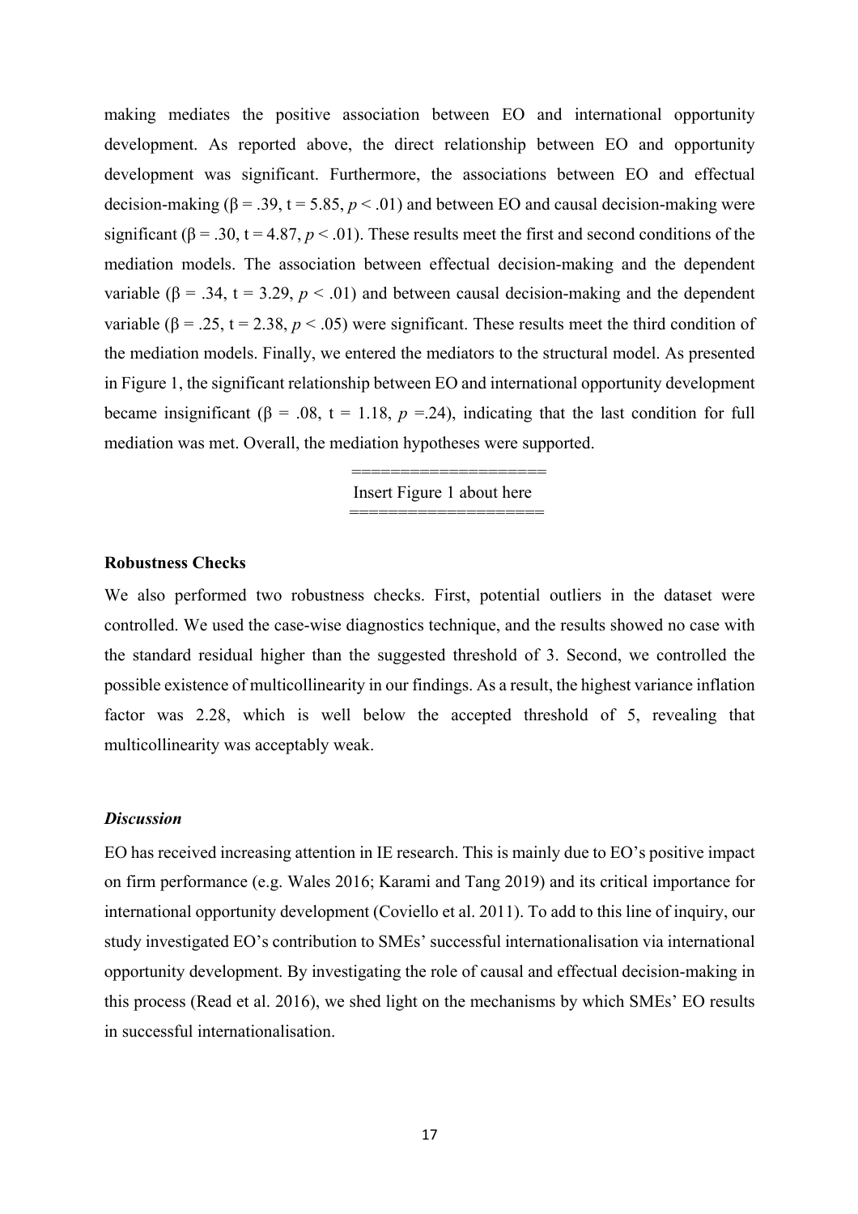making mediates the positive association between EO and international opportunity development. As reported above, the direct relationship between EO and opportunity development was significant. Furthermore, the associations between EO and effectual decision-making ($\beta = .39$, $t = 5.85$, $p < .01$) and between EO and causal decision-making were significant ($\beta = .30$, $t = 4.87$, $p < .01$). These results meet the first and second conditions of the mediation models. The association between effectual decision-making and the dependent variable ($\beta = .34$, $t = 3.29$, $p < .01$) and between causal decision-making and the dependent variable ($\beta = .25$, $t = 2.38$, $p < .05$) were significant. These results meet the third condition of the mediation models. Finally, we entered the mediators to the structural model. As presented in Figure 1, the significant relationship between EO and international opportunity development became insignificant ($\beta = .08$, $t = 1.18$, $p = .24$), indicating that the last condition for full mediation was met. Overall, the mediation hypotheses were supported.

====================

Insert Figure 1 about here

====================

**Robustness Checks**

We also performed two robustness checks. First, potential outliers in the dataset were controlled. We used the case-wise diagnostics technique, and the results showed no case with the standard residual higher than the suggested threshold of 3. Second, we controlled the possible existence of multicollinearity in our findings. As a result, the highest variance inflation factor was 2.28, which is well below the accepted threshold of 5, revealing that multicollinearity was acceptably weak.

***Discussion***

EO has received increasing attention in IE research. This is mainly due to EO's positive impact on firm performance (e.g. Wales 2016; Karami and Tang 2019) and its critical importance for international opportunity development (Coviello et al. 2011). To add to this line of inquiry, our study investigated EO's contribution to SMEs' successful internationalisation via international opportunity development. By investigating the role of causal and effectual decision-making in this process (Read et al. 2016), we shed light on the mechanisms by which SMEs' EO results in successful internationalisation.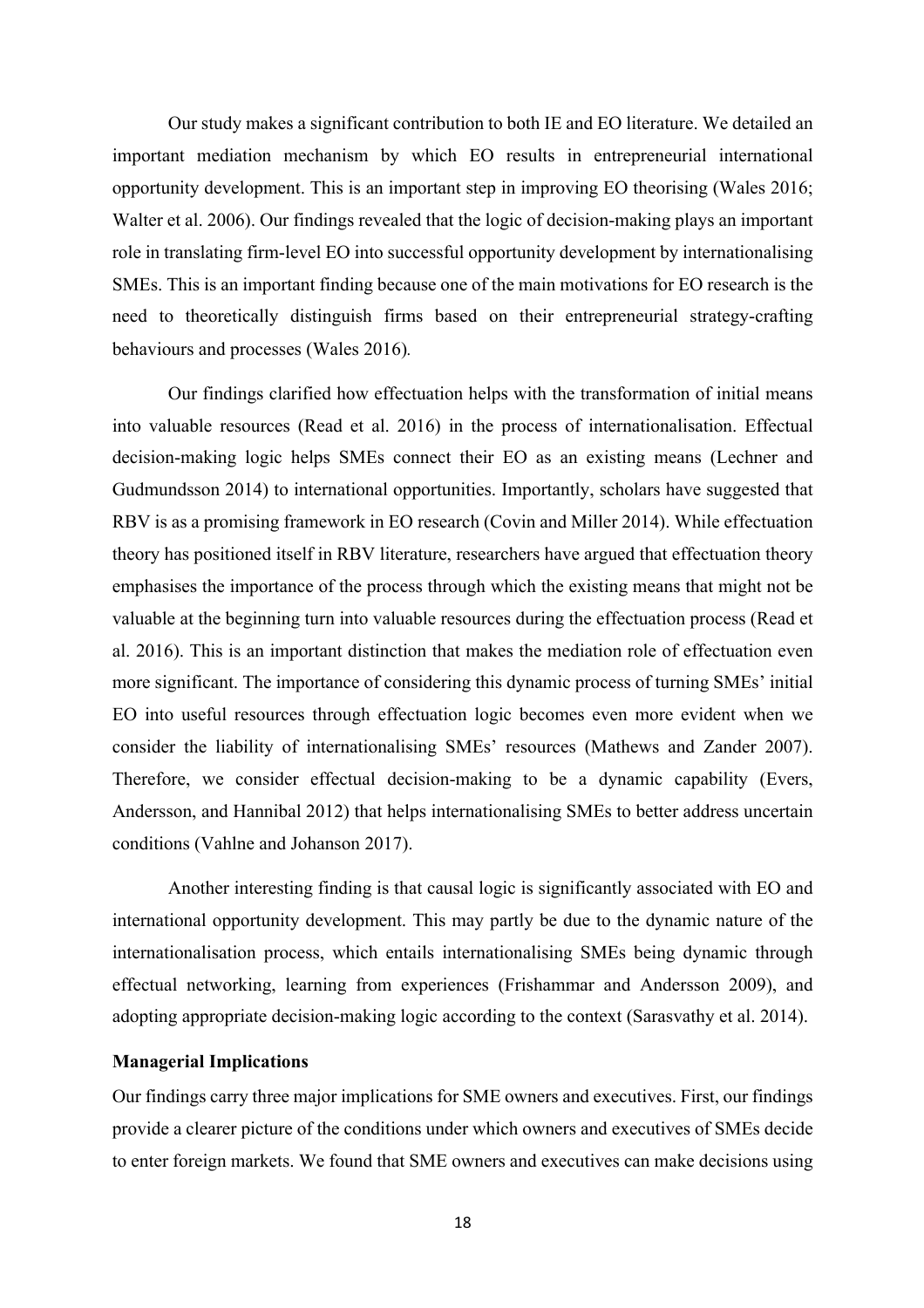Our study makes a significant contribution to both IE and EO literature. We detailed an important mediation mechanism by which EO results in entrepreneurial international opportunity development. This is an important step in improving EO theorising (Wales 2016; Walter et al. 2006). Our findings revealed that the logic of decision-making plays an important role in translating firm-level EO into successful opportunity development by internationalising SMEs. This is an important finding because one of the main motivations for EO research is the need to theoretically distinguish firms based on their entrepreneurial strategy-crafting behaviours and processes (Wales 2016).

Our findings clarified how effectuation helps with the transformation of initial means into valuable resources (Read et al. 2016) in the process of internationalisation. Effectual decision-making logic helps SMEs connect their EO as an existing means (Lechner and Gudmundsson 2014) to international opportunities. Importantly, scholars have suggested that RBV is as a promising framework in EO research (Covin and Miller 2014). While effectuation theory has positioned itself in RBV literature, researchers have argued that effectuation theory emphasises the importance of the process through which the existing means that might not be valuable at the beginning turn into valuable resources during the effectuation process (Read et al. 2016). This is an important distinction that makes the mediation role of effectuation even more significant. The importance of considering this dynamic process of turning SMEs' initial EO into useful resources through effectuation logic becomes even more evident when we consider the liability of internationalising SMEs' resources (Mathews and Zander 2007). Therefore, we consider effectual decision-making to be a dynamic capability (Evers, Andersson, and Hannibal 2012) that helps internationalising SMEs to better address uncertain conditions (Vahlne and Johanson 2017).

Another interesting finding is that causal logic is significantly associated with EO and international opportunity development. This may partly be due to the dynamic nature of the internationalisation process, which entails internationalising SMEs being dynamic through effectual networking, learning from experiences (Frishammar and Andersson 2009), and adopting appropriate decision-making logic according to the context (Sarasvathy et al. 2014).

**Managerial Implications**

Our findings carry three major implications for SME owners and executives. First, our findings provide a clearer picture of the conditions under which owners and executives of SMEs decide to enter foreign markets. We found that SME owners and executives can make decisions using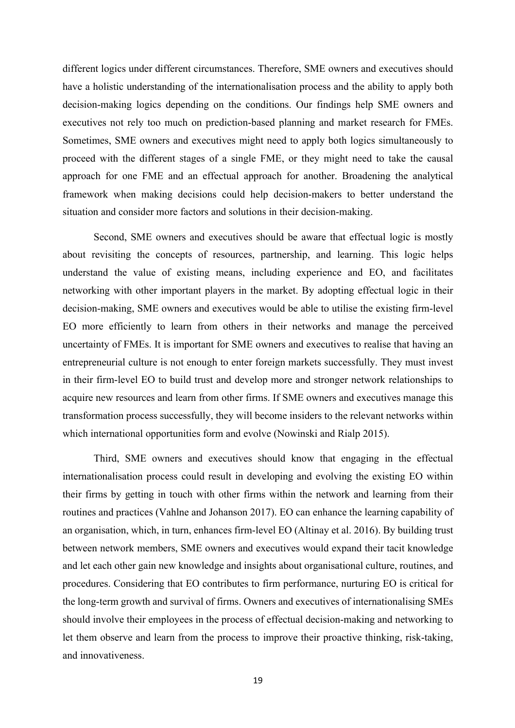different logics under different circumstances. Therefore, SME owners and executives should have a holistic understanding of the internationalisation process and the ability to apply both decision-making logics depending on the conditions. Our findings help SME owners and executives not rely too much on prediction-based planning and market research for FMEs. Sometimes, SME owners and executives might need to apply both logics simultaneously to proceed with the different stages of a single FME, or they might need to take the causal approach for one FME and an effectual approach for another. Broadening the analytical framework when making decisions could help decision-makers to better understand the situation and consider more factors and solutions in their decision-making.

Second, SME owners and executives should be aware that effectual logic is mostly about revisiting the concepts of resources, partnership, and learning. This logic helps understand the value of existing means, including experience and EO, and facilitates networking with other important players in the market. By adopting effectual logic in their decision-making, SME owners and executives would be able to utilise the existing firm-level EO more efficiently to learn from others in their networks and manage the perceived uncertainty of FMEs. It is important for SME owners and executives to realise that having an entrepreneurial culture is not enough to enter foreign markets successfully. They must invest in their firm-level EO to build trust and develop more and stronger network relationships to acquire new resources and learn from other firms. If SME owners and executives manage this transformation process successfully, they will become insiders to the relevant networks within which international opportunities form and evolve (Nowinski and Rialp 2015).

Third, SME owners and executives should know that engaging in the effectual internationalisation process could result in developing and evolving the existing EO within their firms by getting in touch with other firms within the network and learning from their routines and practices (Vahlne and Johanson 2017). EO can enhance the learning capability of an organisation, which, in turn, enhances firm-level EO (Altinay et al. 2016). By building trust between network members, SME owners and executives would expand their tacit knowledge and let each other gain new knowledge and insights about organisational culture, routines, and procedures. Considering that EO contributes to firm performance, nurturing EO is critical for the long-term growth and survival of firms. Owners and executives of internationalising SMEs should involve their employees in the process of effectual decision-making and networking to let them observe and learn from the process to improve their proactive thinking, risk-taking, and innovativeness.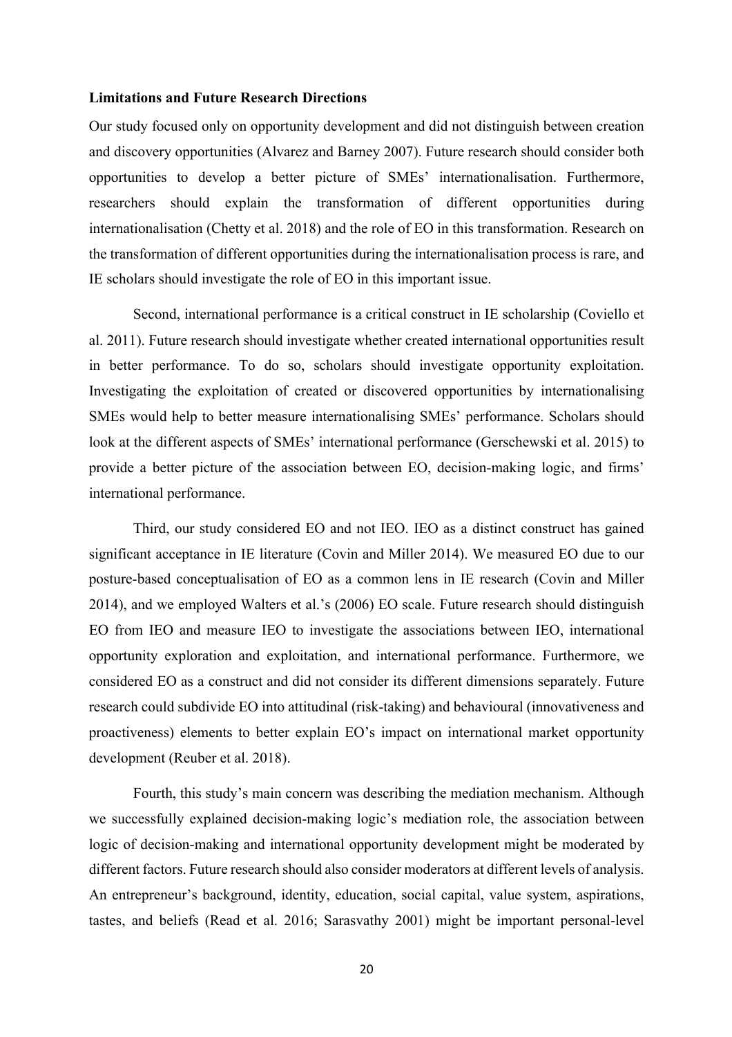**Limitations and Future Research Directions**

Our study focused only on opportunity development and did not distinguish between creation and discovery opportunities (Alvarez and Barney 2007). Future research should consider both opportunities to develop a better picture of SMEs' internationalisation. Furthermore, researchers should explain the transformation of different opportunities during internationalisation (Chetty et al. 2018) and the role of EO in this transformation. Research on the transformation of different opportunities during the internationalisation process is rare, and IE scholars should investigate the role of EO in this important issue.

Second, international performance is a critical construct in IE scholarship (Coviello et al. 2011). Future research should investigate whether created international opportunities result in better performance. To do so, scholars should investigate opportunity exploitation. Investigating the exploitation of created or discovered opportunities by internationalising SMEs would help to better measure internationalising SMEs' performance. Scholars should look at the different aspects of SMEs' international performance (Gerschewski et al. 2015) to provide a better picture of the association between EO, decision-making logic, and firms' international performance.

Third, our study considered EO and not IEO. IEO as a distinct construct has gained significant acceptance in IE literature (Covin and Miller 2014). We measured EO due to our posture-based conceptualisation of EO as a common lens in IE research (Covin and Miller 2014), and we employed Walters et al.'s (2006) EO scale. Future research should distinguish EO from IEO and measure IEO to investigate the associations between IEO, international opportunity exploration and exploitation, and international performance. Furthermore, we considered EO as a construct and did not consider its different dimensions separately. Future research could subdivide EO into attitudinal (risk-taking) and behavioural (innovativeness and proactiveness) elements to better explain EO's impact on international market opportunity development (Reuber et al. 2018).

Fourth, this study's main concern was describing the mediation mechanism. Although we successfully explained decision-making logic's mediation role, the association between logic of decision-making and international opportunity development might be moderated by different factors. Future research should also consider moderators at different levels of analysis. An entrepreneur's background, identity, education, social capital, value system, aspirations, tastes, and beliefs (Read et al. 2016; Sarasvathy 2001) might be important personal-level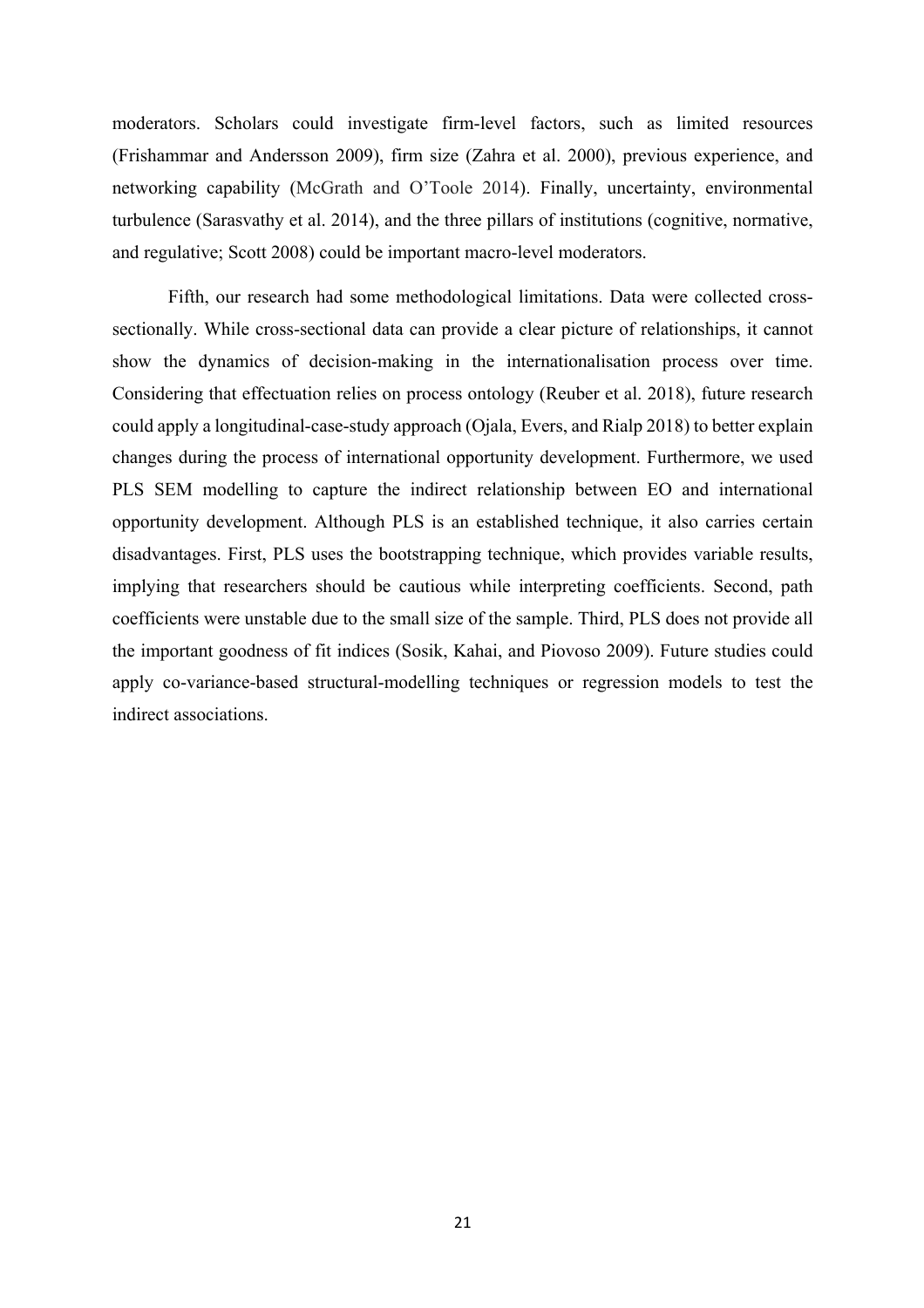moderators. Scholars could investigate firm-level factors, such as limited resources (Frishammar and Andersson 2009), firm size (Zahra et al. 2000), previous experience, and networking capability (McGrath and O'Toole 2014). Finally, uncertainty, environmental turbulence (Sarasvathy et al. 2014), and the three pillars of institutions (cognitive, normative, and regulative; Scott 2008) could be important macro-level moderators.

Fifth, our research had some methodological limitations. Data were collected cross-sectionally. While cross-sectional data can provide a clear picture of relationships, it cannot show the dynamics of decision-making in the internationalisation process over time. Considering that effectuation relies on process ontology (Reuber et al. 2018), future research could apply a longitudinal-case-study approach (Ojala, Evers, and Rialp 2018) to better explain changes during the process of international opportunity development. Furthermore, we used PLS SEM modelling to capture the indirect relationship between EO and international opportunity development. Although PLS is an established technique, it also carries certain disadvantages. First, PLS uses the bootstrapping technique, which provides variable results, implying that researchers should be cautious while interpreting coefficients. Second, path coefficients were unstable due to the small size of the sample. Third, PLS does not provide all the important goodness of fit indices (Sosik, Kahai, and Piovoso 2009). Future studies could apply co-variance-based structural-modelling techniques or regression models to test the indirect associations.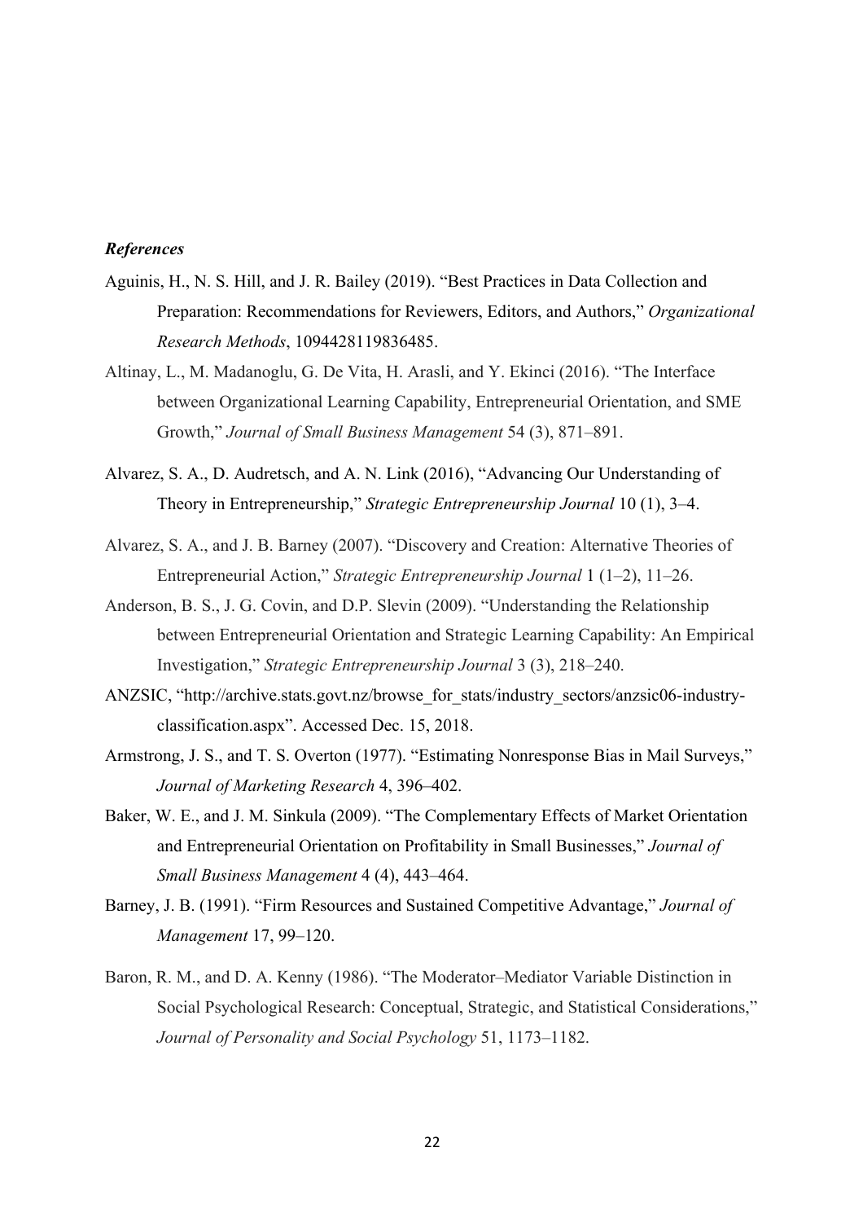***References***

Aguinis, H., N. S. Hill, and J. R. Bailey (2019). "Best Practices in Data Collection and Preparation: Recommendations for Reviewers, Editors, and Authors," *Organizational Research Methods*, 1094428119836485.

Altinay, L., M. Madanoglu, G. De Vita, H. Arasli, and Y. Ekinci (2016). "The Interface between Organizational Learning Capability, Entrepreneurial Orientation, and SME Growth," *Journal of Small Business Management* 54 (3), 871–891.

Alvarez, S. A., D. Audretsch, and A. N. Link (2016), "Advancing Our Understanding of Theory in Entrepreneurship," *Strategic Entrepreneurship Journal* 10 (1), 3–4.

Alvarez, S. A., and J. B. Barney (2007). "Discovery and Creation: Alternative Theories of Entrepreneurial Action," *Strategic Entrepreneurship Journal* 1 (1–2), 11–26.

Anderson, B. S., J. G. Covin, and D.P. Slevin (2009). "Understanding the Relationship between Entrepreneurial Orientation and Strategic Learning Capability: An Empirical Investigation," *Strategic Entrepreneurship Journal* 3 (3), 218–240.

ANZSIC, "http://archive.stats.govt.nz/browse_for_stats/industry_sectors/anzsic06-industry-classification.aspx". Accessed Dec. 15, 2018.

Armstrong, J. S., and T. S. Overton (1977). "Estimating Nonresponse Bias in Mail Surveys," *Journal of Marketing Research* 4, 396–402.

Baker, W. E., and J. M. Sinkula (2009). "The Complementary Effects of Market Orientation and Entrepreneurial Orientation on Profitability in Small Businesses," *Journal of Small Business Management* 4 (4), 443–464.

Barney, J. B. (1991). "Firm Resources and Sustained Competitive Advantage," *Journal of Management* 17, 99–120.

Baron, R. M., and D. A. Kenny (1986). "The Moderator–Mediator Variable Distinction in Social Psychological Research: Conceptual, Strategic, and Statistical Considerations," *Journal of Personality and Social Psychology* 51, 1173–1182.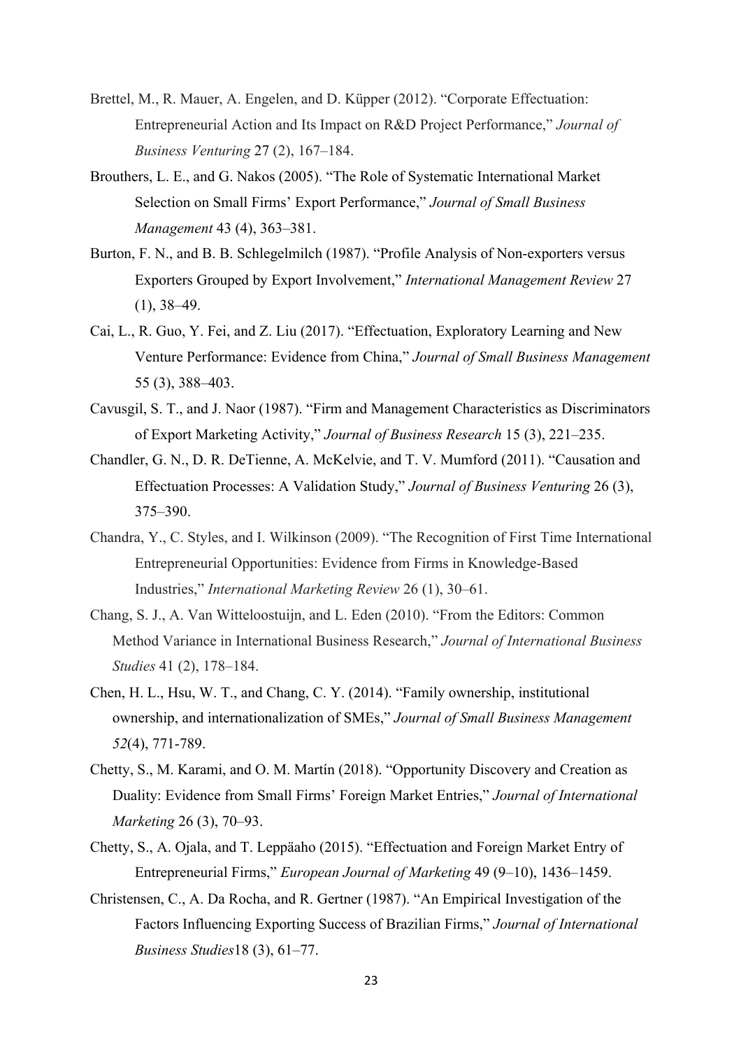Brettel, M., R. Mauer, A. Engelen, and D. Küpper (2012). "Corporate Effectuation: Entrepreneurial Action and Its Impact on R&D Project Performance," *Journal of Business Venturing* 27 (2), 167–184.

Brouthers, L. E., and G. Nakos (2005). "The Role of Systematic International Market Selection on Small Firms' Export Performance," *Journal of Small Business Management* 43 (4), 363–381.

Burton, F. N., and B. B. Schlegelmilch (1987). "Profile Analysis of Non-exporters versus Exporters Grouped by Export Involvement," *International Management Review* 27 (1), 38–49.

Cai, L., R. Guo, Y. Fei, and Z. Liu (2017). "Effectuation, Exploratory Learning and New Venture Performance: Evidence from China," *Journal of Small Business Management* 55 (3), 388–403.

Cavusgil, S. T., and J. Naor (1987). "Firm and Management Characteristics as Discriminators of Export Marketing Activity," *Journal of Business Research* 15 (3), 221–235.

Chandler, G. N., D. R. DeTienne, A. McKelvie, and T. V. Mumford (2011). "Causation and Effectuation Processes: A Validation Study," *Journal of Business Venturing* 26 (3), 375–390.

Chandra, Y., C. Styles, and I. Wilkinson (2009). "The Recognition of First Time International Entrepreneurial Opportunities: Evidence from Firms in Knowledge-Based Industries," *International Marketing Review* 26 (1), 30–61.

Chang, S. J., A. Van Witteloostuijn, and L. Eden (2010). "From the Editors: Common Method Variance in International Business Research," *Journal of International Business Studies* 41 (2), 178–184.

Chen, H. L., Hsu, W. T., and Chang, C. Y. (2014). "Family ownership, institutional ownership, and internationalization of SMEs," *Journal of Small Business Management 52*(4), 771-789.

Chetty, S., M. Karami, and O. M. Martín (2018). "Opportunity Discovery and Creation as Duality: Evidence from Small Firms' Foreign Market Entries," *Journal of International Marketing* 26 (3), 70–93.

Chetty, S., A. Ojala, and T. Leppäaho (2015). "Effectuation and Foreign Market Entry of Entrepreneurial Firms," *European Journal of Marketing* 49 (9–10), 1436–1459.

Christensen, C., A. Da Rocha, and R. Gertner (1987). "An Empirical Investigation of the Factors Influencing Exporting Success of Brazilian Firms," *Journal of International Business Studies*18 (3), 61–77.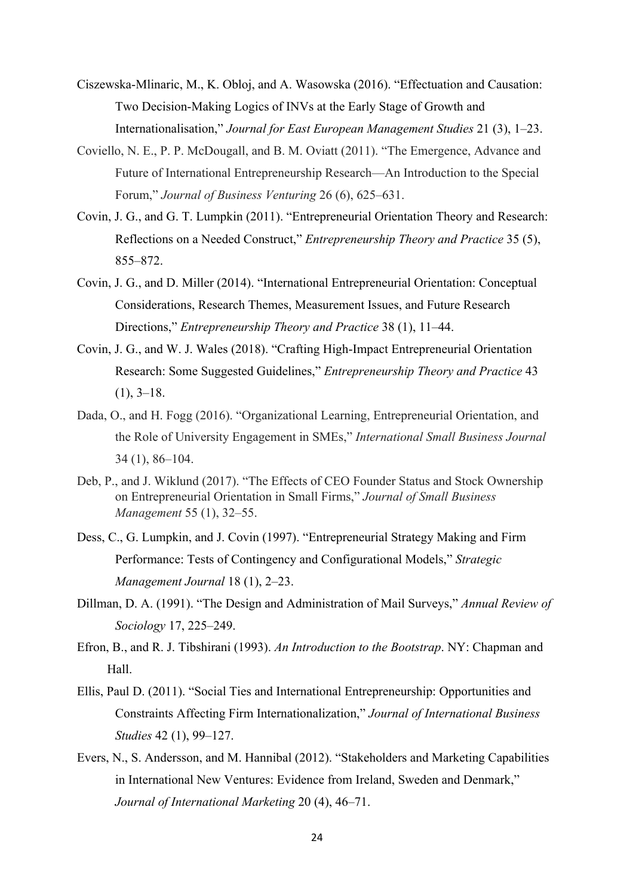Ciszewska-Mlinaric, M., K. Obloj, and A. Wasowska (2016). "Effectuation and Causation: Two Decision-Making Logics of INVs at the Early Stage of Growth and Internationalisation," *Journal for East European Management Studies* 21 (3), 1–23.

Coviello, N. E., P. P. McDougall, and B. M. Oviatt (2011). "The Emergence, Advance and Future of International Entrepreneurship Research—An Introduction to the Special Forum," *Journal of Business Venturing* 26 (6), 625–631.

Covin, J. G., and G. T. Lumpkin (2011). "Entrepreneurial Orientation Theory and Research: Reflections on a Needed Construct," *Entrepreneurship Theory and Practice* 35 (5), 855–872.

Covin, J. G., and D. Miller (2014). "International Entrepreneurial Orientation: Conceptual Considerations, Research Themes, Measurement Issues, and Future Research Directions," *Entrepreneurship Theory and Practice* 38 (1), 11–44.

Covin, J. G., and W. J. Wales (2018). "Crafting High-Impact Entrepreneurial Orientation Research: Some Suggested Guidelines," *Entrepreneurship Theory and Practice* 43 (1), 3–18.

Dada, O., and H. Fogg (2016). "Organizational Learning, Entrepreneurial Orientation, and the Role of University Engagement in SMEs," *International Small Business Journal* 34 (1), 86–104.

Deb, P., and J. Wiklund (2017). "The Effects of CEO Founder Status and Stock Ownership on Entrepreneurial Orientation in Small Firms," *Journal of Small Business Management* 55 (1), 32–55.

Dess, C., G. Lumpkin, and J. Covin (1997). "Entrepreneurial Strategy Making and Firm Performance: Tests of Contingency and Configurational Models," *Strategic Management Journal* 18 (1), 2–23.

Dillman, D. A. (1991). "The Design and Administration of Mail Surveys," *Annual Review of Sociology* 17, 225–249.

Efron, B., and R. J. Tibshirani (1993). *An Introduction to the Bootstrap*. NY: Chapman and Hall.

Ellis, Paul D. (2011). "Social Ties and International Entrepreneurship: Opportunities and Constraints Affecting Firm Internationalization," *Journal of International Business Studies* 42 (1), 99–127.

Evers, N., S. Andersson, and M. Hannibal (2012). "Stakeholders and Marketing Capabilities in International New Ventures: Evidence from Ireland, Sweden and Denmark," *Journal of International Marketing* 20 (4), 46–71.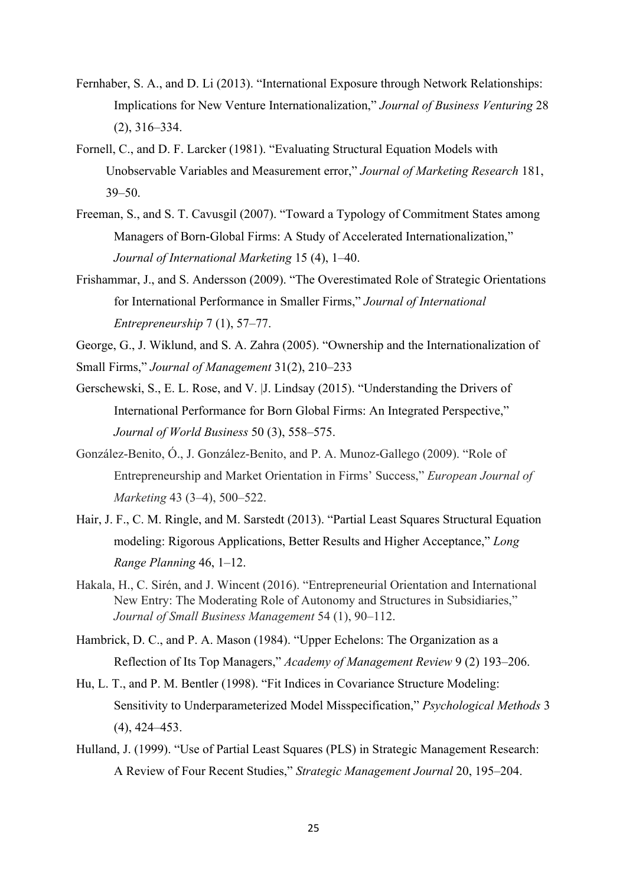Fernhaber, S. A., and D. Li (2013). "International Exposure through Network Relationships: Implications for New Venture Internationalization," *Journal of Business Venturing* 28 (2), 316–334.

Fornell, C., and D. F. Larcker (1981). "Evaluating Structural Equation Models with Unobservable Variables and Measurement error," *Journal of Marketing Research* 181, 39–50.

Freeman, S., and S. T. Cavusgil (2007). "Toward a Typology of Commitment States among Managers of Born-Global Firms: A Study of Accelerated Internationalization," *Journal of International Marketing* 15 (4), 1–40.

Frishammar, J., and S. Andersson (2009). "The Overestimated Role of Strategic Orientations for International Performance in Smaller Firms," *Journal of International Entrepreneurship* 7 (1), 57–77.

George, G., J. Wiklund, and S. A. Zahra (2005). "Ownership and the Internationalization of Small Firms," *Journal of Management* 31(2), 210–233

Gerschewski, S., E. L. Rose, and V. |J. Lindsay (2015). "Understanding the Drivers of International Performance for Born Global Firms: An Integrated Perspective," *Journal of World Business* 50 (3), 558–575.

González-Benito, Ó., J. González-Benito, and P. A. Munoz-Gallego (2009). "Role of Entrepreneurship and Market Orientation in Firms' Success," *European Journal of Marketing* 43 (3–4), 500–522.

Hair, J. F., C. M. Ringle, and M. Sarstedt (2013). "Partial Least Squares Structural Equation modeling: Rigorous Applications, Better Results and Higher Acceptance," *Long Range Planning* 46, 1–12.

Hakala, H., C. Sirén, and J. Wincent (2016). "Entrepreneurial Orientation and International New Entry: The Moderating Role of Autonomy and Structures in Subsidiaries," *Journal of Small Business Management* 54 (1), 90–112.

Hambrick, D. C., and P. A. Mason (1984). "Upper Echelons: The Organization as a Reflection of Its Top Managers," *Academy of Management Review* 9 (2) 193–206.

Hu, L. T., and P. M. Bentler (1998). "Fit Indices in Covariance Structure Modeling: Sensitivity to Underparameterized Model Misspecification," *Psychological Methods* 3 (4), 424–453.

Hulland, J. (1999). "Use of Partial Least Squares (PLS) in Strategic Management Research: A Review of Four Recent Studies," *Strategic Management Journal* 20, 195–204.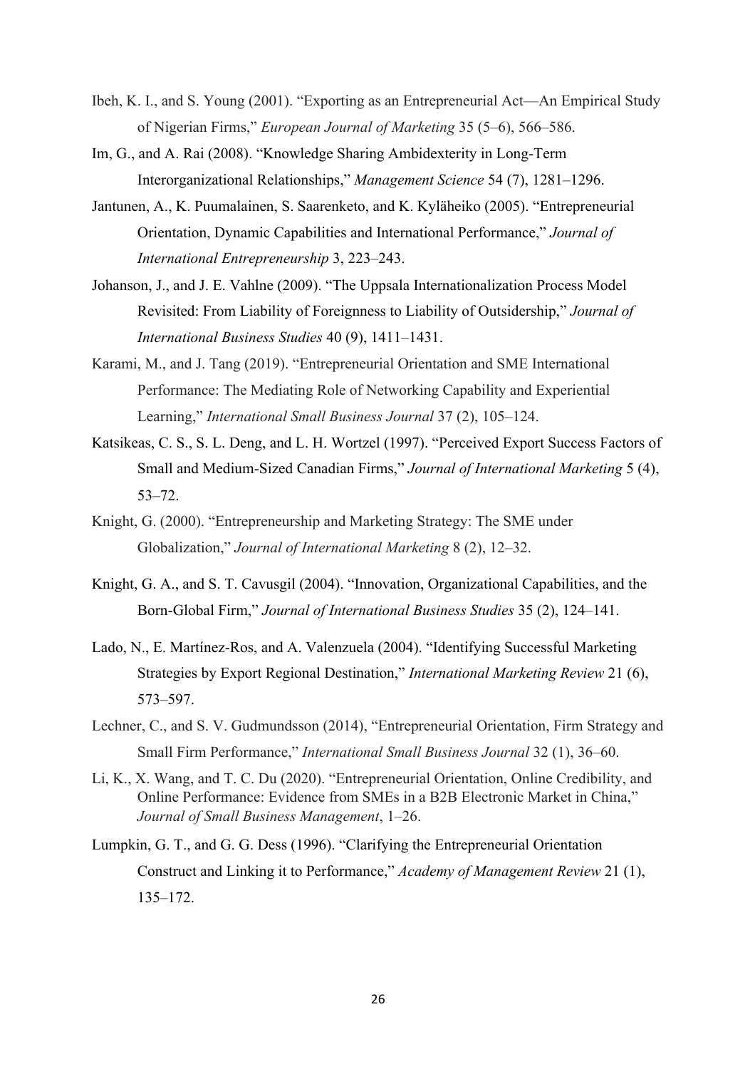Ibeh, K. I., and S. Young (2001). "Exporting as an Entrepreneurial Act—An Empirical Study of Nigerian Firms," *European Journal of Marketing* 35 (5–6), 566–586.

Im, G., and A. Rai (2008). "Knowledge Sharing Ambidexterity in Long-Term Interorganizational Relationships," *Management Science* 54 (7), 1281–1296.

Jantunen, A., K. Puumalainen, S. Saarenketo, and K. Kyläheiko (2005). "Entrepreneurial Orientation, Dynamic Capabilities and International Performance," *Journal of International Entrepreneurship* 3, 223–243.

Johanson, J., and J. E. Vahlne (2009). "The Uppsala Internationalization Process Model Revisited: From Liability of Foreignness to Liability of Outsidership," *Journal of International Business Studies* 40 (9), 1411–1431.

Karami, M., and J. Tang (2019). "Entrepreneurial Orientation and SME International Performance: The Mediating Role of Networking Capability and Experiential Learning," *International Small Business Journal* 37 (2), 105–124.

Katsikeas, C. S., S. L. Deng, and L. H. Wortzel (1997). "Perceived Export Success Factors of Small and Medium-Sized Canadian Firms," *Journal of International Marketing* 5 (4), 53–72.

Knight, G. (2000). "Entrepreneurship and Marketing Strategy: The SME under Globalization," *Journal of International Marketing* 8 (2), 12–32.

Knight, G. A., and S. T. Cavusgil (2004). "Innovation, Organizational Capabilities, and the Born-Global Firm," *Journal of International Business Studies* 35 (2), 124–141.

Lado, N., E. Martínez-Ros, and A. Valenzuela (2004). "Identifying Successful Marketing Strategies by Export Regional Destination," *International Marketing Review* 21 (6), 573–597.

Lechner, C., and S. V. Gudmundsson (2014), "Entrepreneurial Orientation, Firm Strategy and Small Firm Performance," *International Small Business Journal* 32 (1), 36–60.

Li, K., X. Wang, and T. C. Du (2020). "Entrepreneurial Orientation, Online Credibility, and Online Performance: Evidence from SMEs in a B2B Electronic Market in China," *Journal of Small Business Management*, 1–26.

Lumpkin, G. T., and G. G. Dess (1996). "Clarifying the Entrepreneurial Orientation Construct and Linking it to Performance," *Academy of Management Review* 21 (1), 135–172.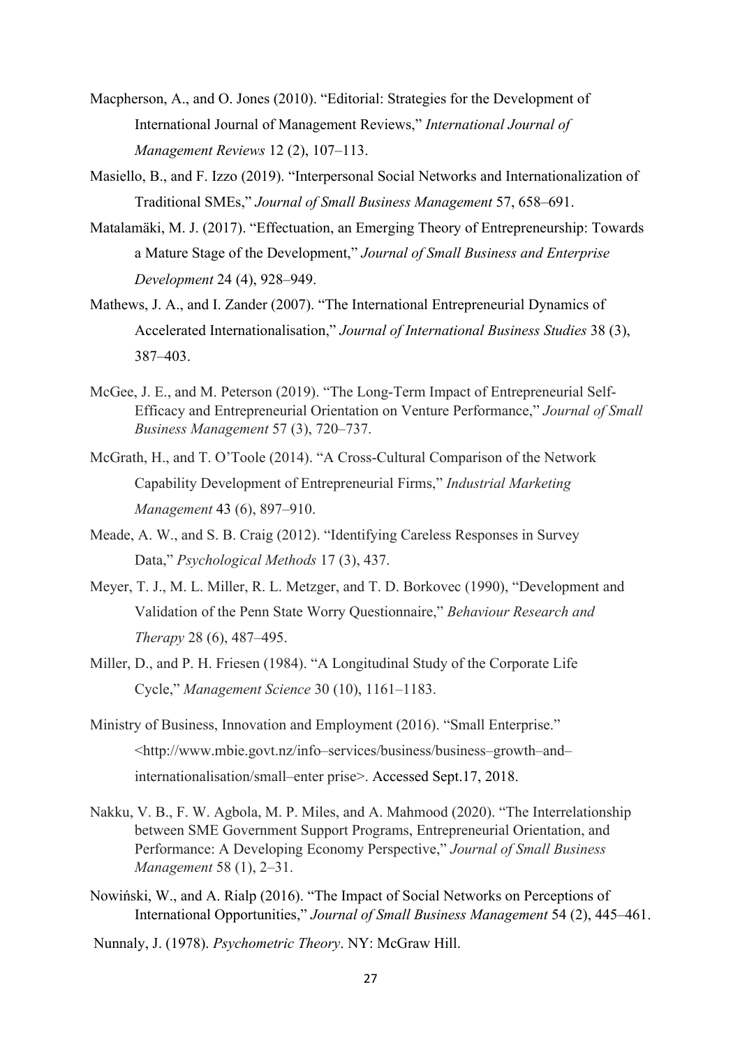Macpherson, A., and O. Jones (2010). "Editorial: Strategies for the Development of International Journal of Management Reviews," *International Journal of Management Reviews* 12 (2), 107–113.

Masiello, B., and F. Izzo (2019). "Interpersonal Social Networks and Internationalization of Traditional SMEs," *Journal of Small Business Management* 57, 658–691.

Matalamäki, M. J. (2017). "Effectuation, an Emerging Theory of Entrepreneurship: Towards a Mature Stage of the Development," *Journal of Small Business and Enterprise Development* 24 (4), 928–949.

Mathews, J. A., and I. Zander (2007). "The International Entrepreneurial Dynamics of Accelerated Internationalisation," *Journal of International Business Studies* 38 (3), 387–403.

McGee, J. E., and M. Peterson (2019). "The Long-Term Impact of Entrepreneurial Self-Efficacy and Entrepreneurial Orientation on Venture Performance," *Journal of Small Business Management* 57 (3), 720–737.

McGrath, H., and T. O'Toole (2014). "A Cross-Cultural Comparison of the Network Capability Development of Entrepreneurial Firms," *Industrial Marketing Management* 43 (6), 897–910.

Meade, A. W., and S. B. Craig (2012). "Identifying Careless Responses in Survey Data," *Psychological Methods* 17 (3), 437.

Meyer, T. J., M. L. Miller, R. L. Metzger, and T. D. Borkovec (1990), "Development and Validation of the Penn State Worry Questionnaire," *Behaviour Research and Therapy* 28 (6), 487–495.

Miller, D., and P. H. Friesen (1984). "A Longitudinal Study of the Corporate Life Cycle," *Management Science* 30 (10), 1161–1183.

Ministry of Business, Innovation and Employment (2016). "Small Enterprise." <http://www.mbie.govt.nz/info–services/business/business–growth–and–internationalisation/small–enter prise>. Accessed Sept.17, 2018.

Nakku, V. B., F. W. Agbola, M. P. Miles, and A. Mahmood (2020). "The Interrelationship between SME Government Support Programs, Entrepreneurial Orientation, and Performance: A Developing Economy Perspective," *Journal of Small Business Management* 58 (1), 2–31.

Nowiński, W., and A. Rialp (2016). "The Impact of Social Networks on Perceptions of International Opportunities," *Journal of Small Business Management* 54 (2), 445–461.

Nunnaly, J. (1978). *Psychometric Theory*. NY: McGraw Hill.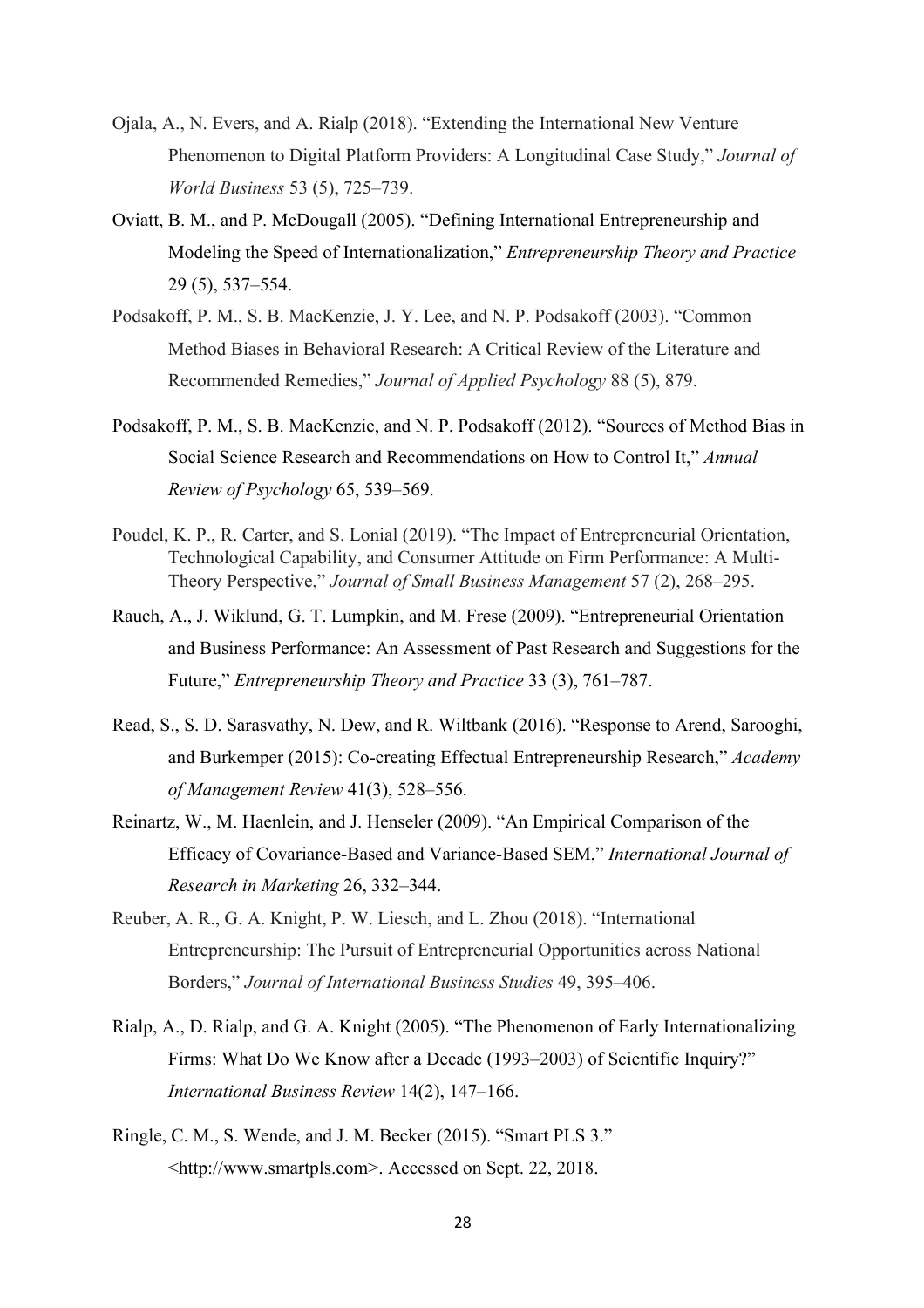Ojala, A., N. Evers, and A. Rialp (2018). "Extending the International New Venture Phenomenon to Digital Platform Providers: A Longitudinal Case Study," *Journal of World Business* 53 (5), 725–739.

Oviatt, B. M., and P. McDougall (2005). "Defining International Entrepreneurship and Modeling the Speed of Internationalization," *Entrepreneurship Theory and Practice* 29 (5), 537–554.

Podsakoff, P. M., S. B. MacKenzie, J. Y. Lee, and N. P. Podsakoff (2003). "Common Method Biases in Behavioral Research: A Critical Review of the Literature and Recommended Remedies," *Journal of Applied Psychology* 88 (5), 879.

Podsakoff, P. M., S. B. MacKenzie, and N. P. Podsakoff (2012). "Sources of Method Bias in Social Science Research and Recommendations on How to Control It," *Annual Review of Psychology* 65, 539–569.

Poudel, K. P., R. Carter, and S. Lonial (2019). "The Impact of Entrepreneurial Orientation, Technological Capability, and Consumer Attitude on Firm Performance: A Multi-Theory Perspective," *Journal of Small Business Management* 57 (2), 268–295.

Rauch, A., J. Wiklund, G. T. Lumpkin, and M. Frese (2009). "Entrepreneurial Orientation and Business Performance: An Assessment of Past Research and Suggestions for the Future," *Entrepreneurship Theory and Practice* 33 (3), 761–787.

Read, S., S. D. Sarasvathy, N. Dew, and R. Wiltbank (2016). "Response to Arend, Sarooghi, and Burkemper (2015): Co-creating Effectual Entrepreneurship Research," *Academy of Management Review* 41(3), 528–556.

Reinartz, W., M. Haenlein, and J. Henseler (2009). "An Empirical Comparison of the Efficacy of Covariance-Based and Variance-Based SEM," *International Journal of Research in Marketing* 26, 332–344.

Reuber, A. R., G. A. Knight, P. W. Liesch, and L. Zhou (2018). "International Entrepreneurship: The Pursuit of Entrepreneurial Opportunities across National Borders," *Journal of International Business Studies* 49, 395–406.

Rialp, A., D. Rialp, and G. A. Knight (2005). "The Phenomenon of Early Internationalizing Firms: What Do We Know after a Decade (1993–2003) of Scientific Inquiry?" *International Business Review* 14(2), 147–166.

Ringle, C. M., S. Wende, and J. M. Becker (2015). "Smart PLS 3." <http://www.smartpls.com>. Accessed on Sept. 22, 2018.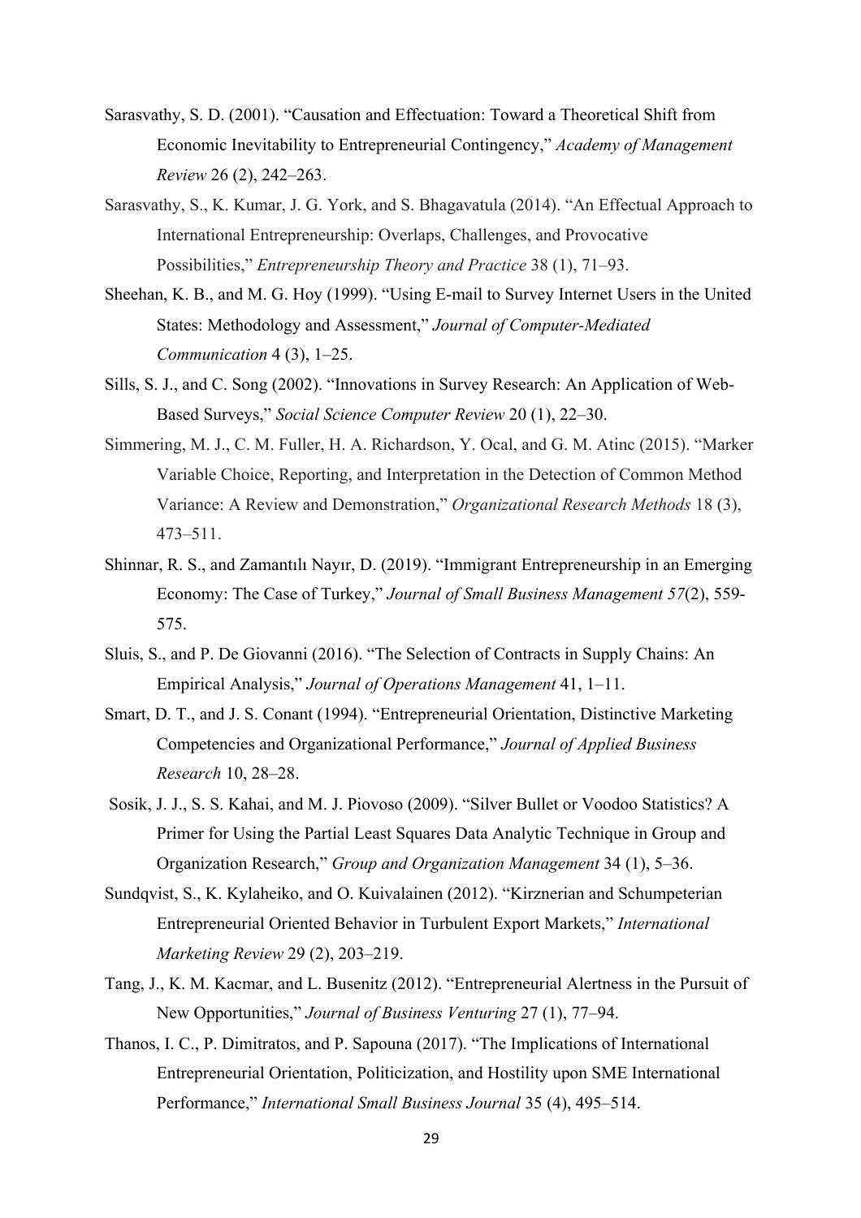Sarasvathy, S. D. (2001). “Causation and Effectuation: Toward a Theoretical Shift from Economic Inevitability to Entrepreneurial Contingency,” *Academy of Management Review* 26 (2), 242–263.

Sarasvathy, S., K. Kumar, J. G. York, and S. Bhagavatula (2014). “An Effectual Approach to International Entrepreneurship: Overlaps, Challenges, and Provocative Possibilities,” *Entrepreneurship Theory and Practice* 38 (1), 71–93.

Sheehan, K. B., and M. G. Hoy (1999). “Using E-mail to Survey Internet Users in the United States: Methodology and Assessment,” *Journal of Computer-Mediated Communication* 4 (3), 1–25.

Sills, S. J., and C. Song (2002). “Innovations in Survey Research: An Application of Web-Based Surveys,” *Social Science Computer Review* 20 (1), 22–30.

Simmering, M. J., C. M. Fuller, H. A. Richardson, Y. Ocal, and G. M. Atinc (2015). “Marker Variable Choice, Reporting, and Interpretation in the Detection of Common Method Variance: A Review and Demonstration,” *Organizational Research Methods* 18 (3), 473–511.

Shinnar, R. S., and Zamantılı Nayır, D. (2019). “Immigrant Entrepreneurship in an Emerging Economy: The Case of Turkey,” *Journal of Small Business Management 57*(2), 559-575.

Sluis, S., and P. De Giovanni (2016). “The Selection of Contracts in Supply Chains: An Empirical Analysis,” *Journal of Operations Management* 41, 1–11.

Smart, D. T., and J. S. Conant (1994). “Entrepreneurial Orientation, Distinctive Marketing Competencies and Organizational Performance,” *Journal of Applied Business Research* 10, 28–28.

Sosik, J. J., S. S. Kahai, and M. J. Piovoso (2009). “Silver Bullet or Voodoo Statistics? A Primer for Using the Partial Least Squares Data Analytic Technique in Group and Organization Research,” *Group and Organization Management* 34 (1), 5–36.

Sundqvist, S., K. Kylaheiko, and O. Kuivalainen (2012). “Kirznerian and Schumpeterian Entrepreneurial Oriented Behavior in Turbulent Export Markets,” *International Marketing Review* 29 (2), 203–219.

Tang, J., K. M. Kacmar, and L. Busenitz (2012). “Entrepreneurial Alertness in the Pursuit of New Opportunities,” *Journal of Business Venturing* 27 (1), 77–94.

Thanos, I. C., P. Dimitratos, and P. Sapouna (2017). “The Implications of International Entrepreneurial Orientation, Politicization, and Hostility upon SME International Performance,” *International Small Business Journal* 35 (4), 495–514.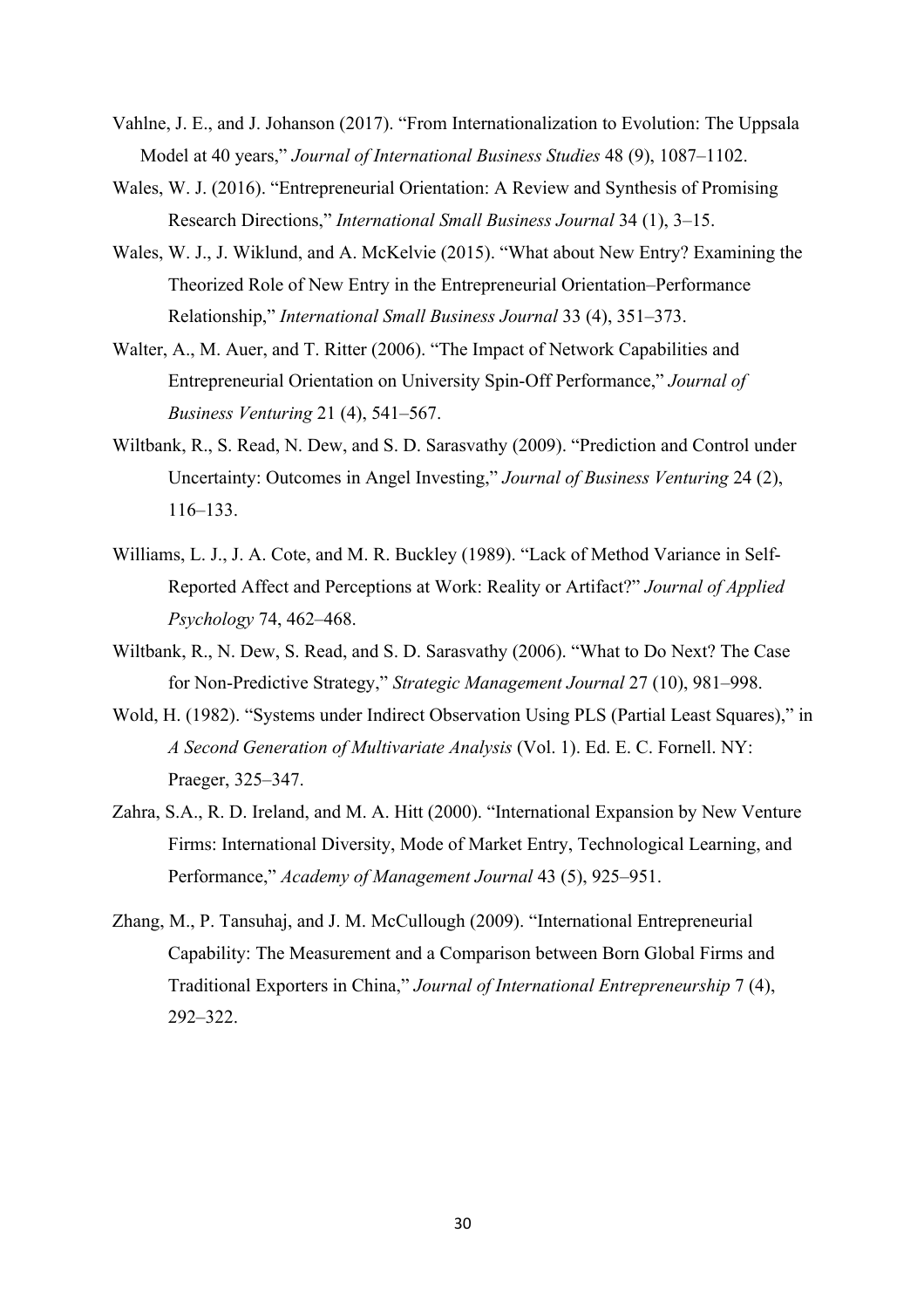Vahlne, J. E., and J. Johanson (2017). "From Internationalization to Evolution: The Uppsala Model at 40 years," *Journal of International Business Studies* 48 (9), 1087–1102.

Wales, W. J. (2016). "Entrepreneurial Orientation: A Review and Synthesis of Promising Research Directions," *International Small Business Journal* 34 (1), 3–15.

Wales, W. J., J. Wiklund, and A. McKelvie (2015). "What about New Entry? Examining the Theorized Role of New Entry in the Entrepreneurial Orientation–Performance Relationship," *International Small Business Journal* 33 (4), 351–373.

Walter, A., M. Auer, and T. Ritter (2006). "The Impact of Network Capabilities and Entrepreneurial Orientation on University Spin-Off Performance," *Journal of Business Venturing* 21 (4), 541–567.

Wiltbank, R., S. Read, N. Dew, and S. D. Sarasvathy (2009). "Prediction and Control under Uncertainty: Outcomes in Angel Investing," *Journal of Business Venturing* 24 (2), 116–133.

Williams, L. J., J. A. Cote, and M. R. Buckley (1989). "Lack of Method Variance in Self-Reported Affect and Perceptions at Work: Reality or Artifact?" *Journal of Applied Psychology* 74, 462–468.

Wiltbank, R., N. Dew, S. Read, and S. D. Sarasvathy (2006). "What to Do Next? The Case for Non-Predictive Strategy," *Strategic Management Journal* 27 (10), 981–998.

Wold, H. (1982). "Systems under Indirect Observation Using PLS (Partial Least Squares)," in *A Second Generation of Multivariate Analysis* (Vol. 1). Ed. E. C. Fornell. NY: Praeger, 325–347.

Zahra, S.A., R. D. Ireland, and M. A. Hitt (2000). "International Expansion by New Venture Firms: International Diversity, Mode of Market Entry, Technological Learning, and Performance," *Academy of Management Journal* 43 (5), 925–951.

Zhang, M., P. Tansuhaj, and J. M. McCullough (2009). "International Entrepreneurial Capability: The Measurement and a Comparison between Born Global Firms and Traditional Exporters in China," *Journal of International Entrepreneurship* 7 (4), 292–322.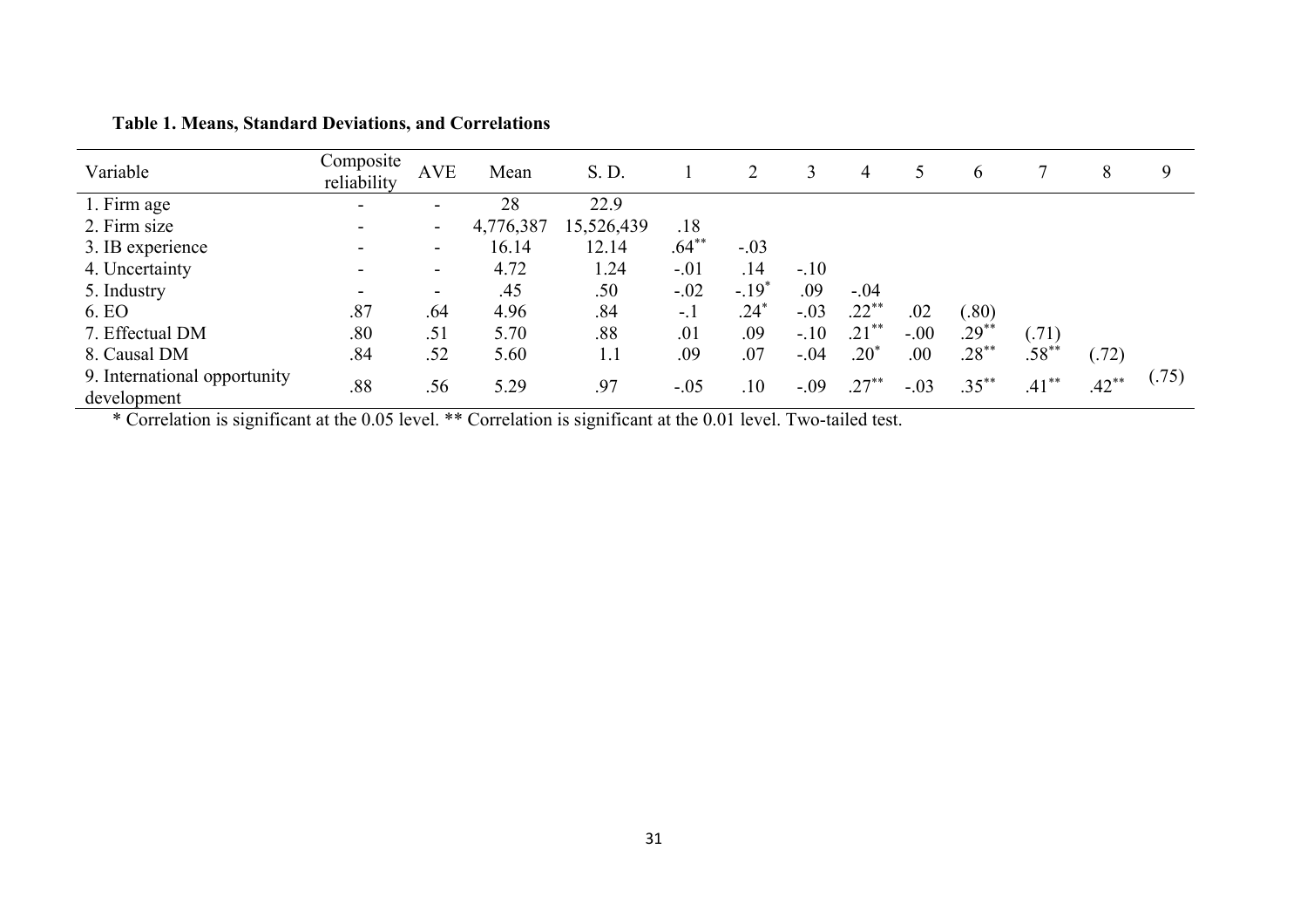**Table 1. Means, Standard Deviations, and Correlations**

| Variable | Composite reliability | AVE | Mean | S. D. | 1 | 2 | 3 | 4 | 5 | 6 | 7 | 8 | 9 |
|---|---|---|---|---|---|---|---|---|---|---|---|---|---|
| 1. Firm age | - | - | 28 | 22.9 | | | | | | | | | |
| 2. Firm size | - | - | 4,776,387 | 15,526,439 | .18 | | | | | | | | |
| 3. IB experience | - | - | 16.14 | 12.14 | .64** | -.03 | | | | | | | |
| 4. Uncertainty | - | - | 4.72 | 1.24 | -.01 | .14 | -.10 | | | | | | |
| 5. Industry | - | - | .45 | .50 | -.02 | -.19* | .09 | -.04 | | | | | |
| 6. EO | .87 | .64 | 4.96 | .84 | -.1 | .24* | -.03 | .22** | .02 | (.80) | | | |
| 7. Effectual DM | .80 | .51 | 5.70 | .88 | .01 | .09 | -.10 | .21** | -.00 | .29** | (.71) | | |
| 8. Causal DM | .84 | .52 | 5.60 | 1.1 | .09 | .07 | -.04 | .20* | .00 | .28** | .58** | (.72) | |
| 9. International opportunity development | .88 | .56 | 5.29 | .97 | -.05 | .10 | -.09 | .27** | -.03 | .35** | .41** | .42** | (.75) |

* Correlation is significant at the 0.05 level. ** Correlation is significant at the 0.01 level. Two-tailed test.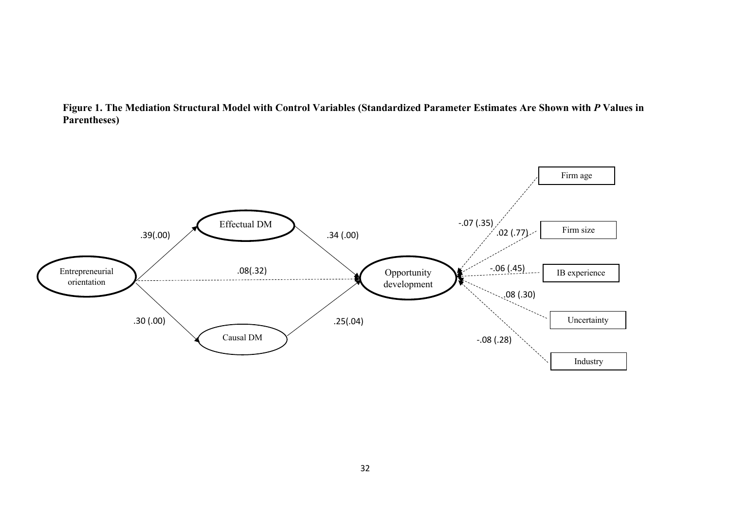**Figure 1. The Mediation Structural Model with Control Variables (Standardized Parameter Estimates Are Shown with *P* Values in Parentheses)**

Entrepreneurial orientation → Effectual DM: .39(.00)

Entrepreneurial orientation → Causal DM: .30 (.00)

Entrepreneurial orientation → Opportunity development: .08(.32)

Effectual DM → Opportunity development: .34 (.00)

Causal DM → Opportunity development: .25(.04)

Firm age → Opportunity development: -.07 (.35)

Firm size → Opportunity development: .02 (.77)

IB experience → Opportunity development: -.06 (.45)

Uncertainty → Opportunity development: .08 (.30)

Industry → Opportunity development: -.08 (.28)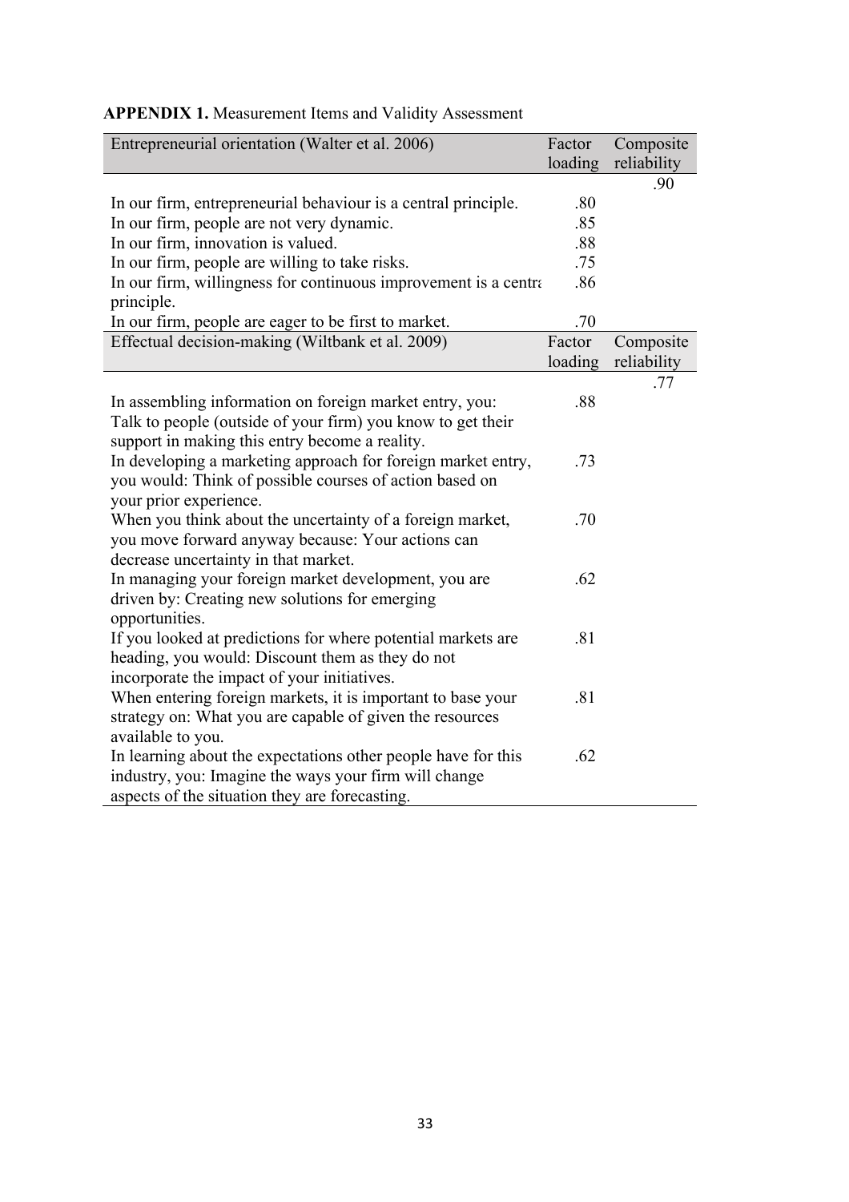**APPENDIX 1.** Measurement Items and Validity Assessment

| Entrepreneurial orientation (Walter et al. 2006) | Factor loading | Composite reliability |
|---|---|---|
| | | .90 |
| In our firm, entrepreneurial behaviour is a central principle. | .80 | |
| In our firm, people are not very dynamic. | .85 | |
| In our firm, innovation is valued. | .88 | |
| In our firm, people are willing to take risks. | .75 | |
| In our firm, willingness for continuous improvement is a central principle. | .86 | |
| In our firm, people are eager to be first to market. | .70 | |
| **Effectual decision-making (Wiltbank et al. 2009)** | **Factor loading** | **Composite reliability** |
| | | .77 |
| In assembling information on foreign market entry, you: Talk to people (outside of your firm) you know to get their support in making this entry become a reality. | .88 | |
| In developing a marketing approach for foreign market entry, you would: Think of possible courses of action based on your prior experience. | .73 | |
| When you think about the uncertainty of a foreign market, you move forward anyway because: Your actions can decrease uncertainty in that market. | .70 | |
| In managing your foreign market development, you are driven by: Creating new solutions for emerging opportunities. | .62 | |
| If you looked at predictions for where potential markets are heading, you would: Discount them as they do not incorporate the impact of your initiatives. | .81 | |
| When entering foreign markets, it is important to base your strategy on: What you are capable of given the resources available to you. | .81 | |
| In learning about the expectations other people have for this industry, you: Imagine the ways your firm will change aspects of the situation they are forecasting. | .62 | |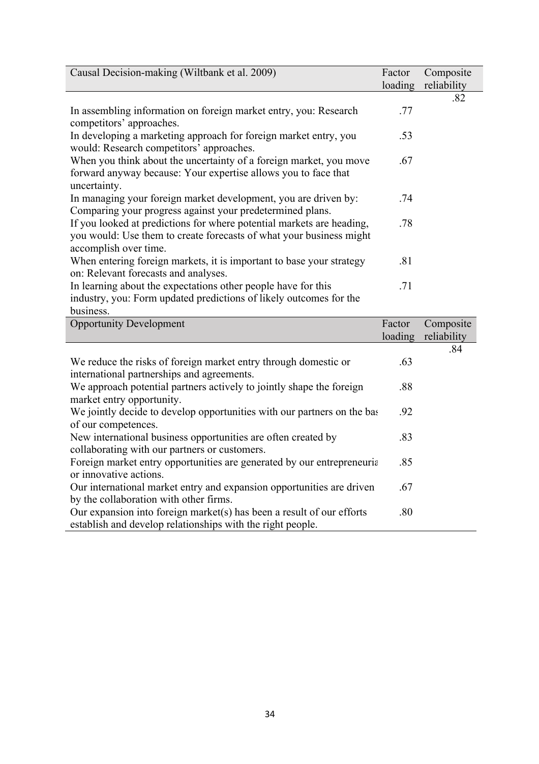| Causal Decision-making (Wiltbank et al. 2009) | Factor loading | Composite reliability |
|---|---|---|
| | | .82 |
| In assembling information on foreign market entry, you: Research competitors' approaches. | .77 | |
| In developing a marketing approach for foreign market entry, you would: Research competitors' approaches. | .53 | |
| When you think about the uncertainty of a foreign market, you move forward anyway because: Your expertise allows you to face that uncertainty. | .67 | |
| In managing your foreign market development, you are driven by: Comparing your progress against your predetermined plans. | .74 | |
| If you looked at predictions for where potential markets are heading, you would: Use them to create forecasts of what your business might accomplish over time. | .78 | |
| When entering foreign markets, it is important to base your strategy on: Relevant forecasts and analyses. | .81 | |
| In learning about the expectations other people have for this industry, you: Form updated predictions of likely outcomes for the business. | .71 | |
| **Opportunity Development** | **Factor loading** | **Composite reliability** |
| | | .84 |
| We reduce the risks of foreign market entry through domestic or international partnerships and agreements. | .63 | |
| We approach potential partners actively to jointly shape the foreign market entry opportunity. | .88 | |
| We jointly decide to develop opportunities with our partners on the bas of our competences. | .92 | |
| New international business opportunities are often created by collaborating with our partners or customers. | .83 | |
| Foreign market entry opportunities are generated by our entrepreneuria or innovative actions. | .85 | |
| Our international market entry and expansion opportunities are driven by the collaboration with other firms. | .67 | |
| Our expansion into foreign market(s) has been a result of our efforts establish and develop relationships with the right people. | .80 | |